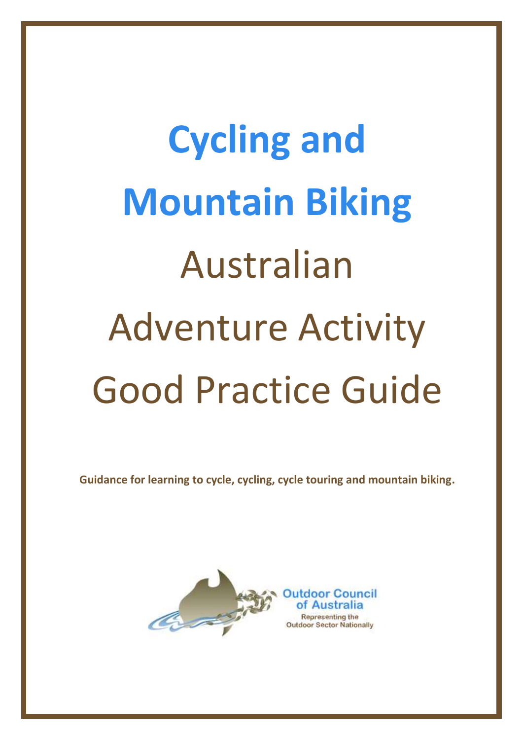# Cycling and Mountain Biking

# Australian Adventure Activity Good Practice Guide

**Guidance for learning to cycle, cycling, cycle touring and mountain biking.**

Outdoor Council of Australia

Representing the Outdoor Sector Nationally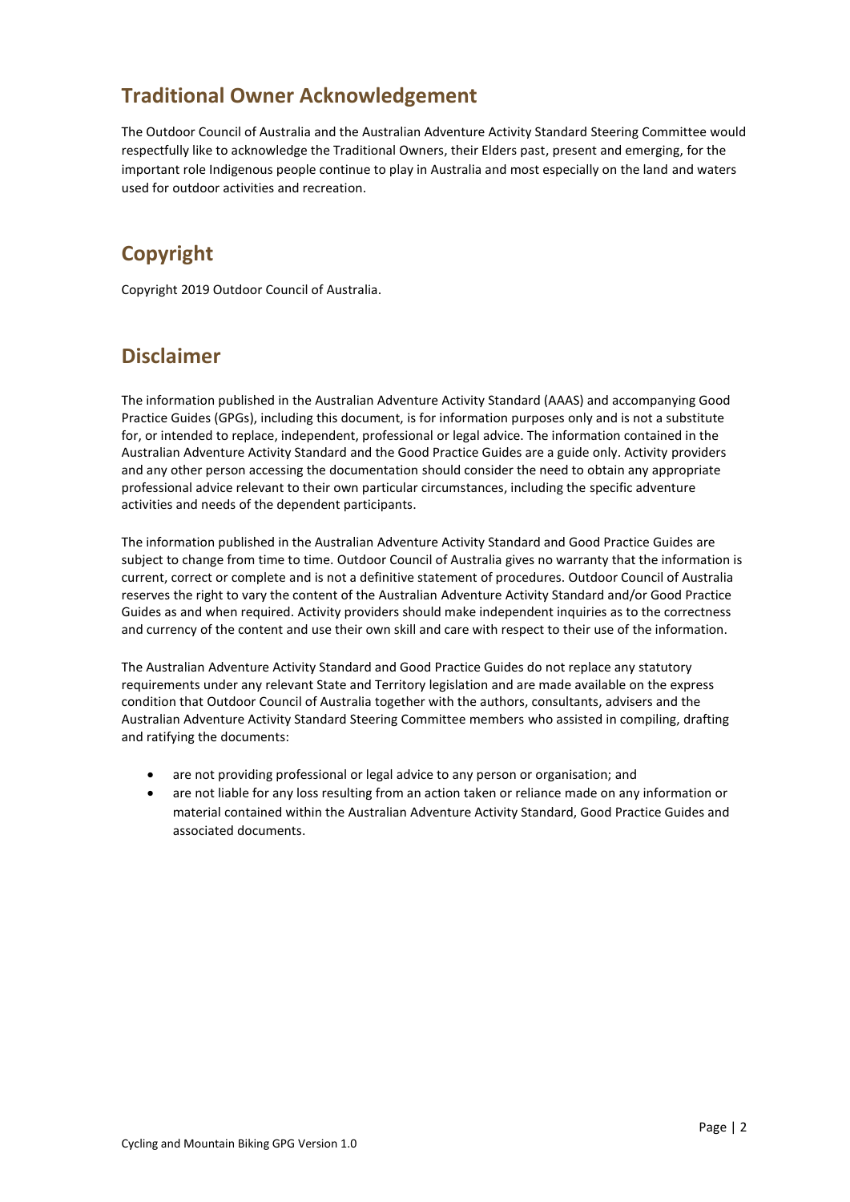## Traditional Owner Acknowledgement

The Outdoor Council of Australia and the Australian Adventure Activity Standard Steering Committee would respectfully like to acknowledge the Traditional Owners, their Elders past, present and emerging, for the important role Indigenous people continue to play in Australia and most especially on the land and waters used for outdoor activities and recreation.

## Copyright

Copyright 2019 Outdoor Council of Australia.

## Disclaimer

The information published in the Australian Adventure Activity Standard (AAAS) and accompanying Good Practice Guides (GPGs), including this document, is for information purposes only and is not a substitute for, or intended to replace, independent, professional or legal advice. The information contained in the Australian Adventure Activity Standard and the Good Practice Guides are a guide only. Activity providers and any other person accessing the documentation should consider the need to obtain any appropriate professional advice relevant to their own particular circumstances, including the specific adventure activities and needs of the dependent participants.

The information published in the Australian Adventure Activity Standard and Good Practice Guides are subject to change from time to time. Outdoor Council of Australia gives no warranty that the information is current, correct or complete and is not a definitive statement of procedures. Outdoor Council of Australia reserves the right to vary the content of the Australian Adventure Activity Standard and/or Good Practice Guides as and when required. Activity providers should make independent inquiries as to the correctness and currency of the content and use their own skill and care with respect to their use of the information.

The Australian Adventure Activity Standard and Good Practice Guides do not replace any statutory requirements under any relevant State and Territory legislation and are made available on the express condition that Outdoor Council of Australia together with the authors, consultants, advisers and the Australian Adventure Activity Standard Steering Committee members who assisted in compiling, drafting and ratifying the documents:

- are not providing professional or legal advice to any person or organisation; and
- are not liable for any loss resulting from an action taken or reliance made on any information or material contained within the Australian Adventure Activity Standard, Good Practice Guides and associated documents.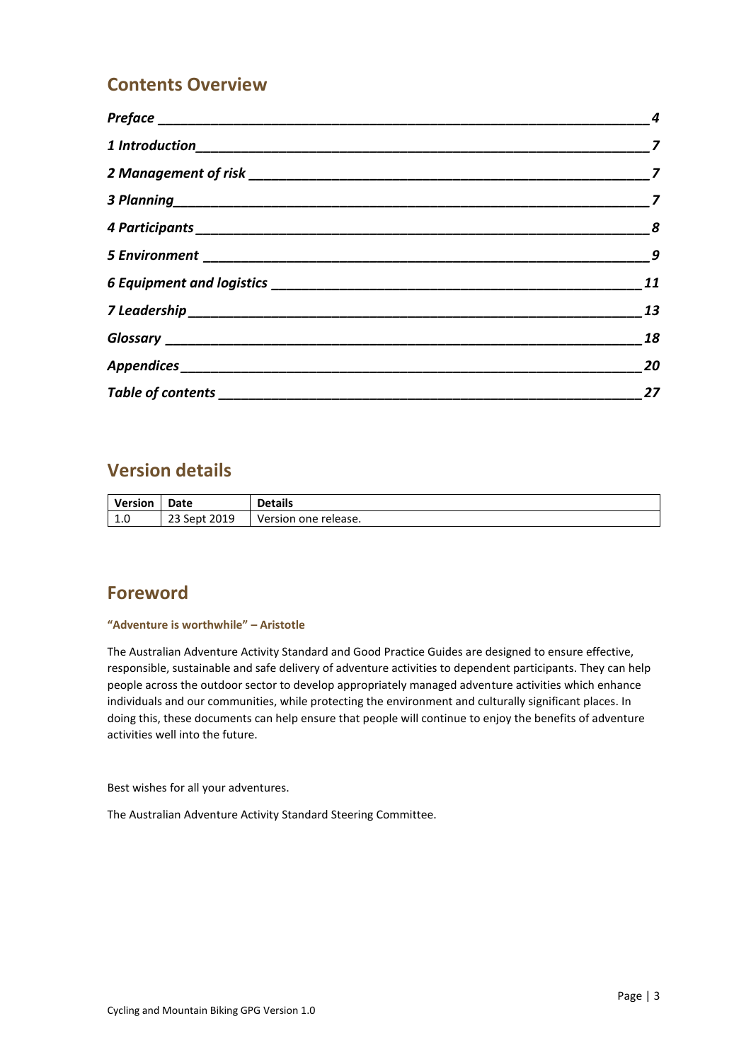## Contents Overview

| | |
|---|---|
| *Preface* | *4* |
| *1 Introduction* | *7* |
| *2 Management of risk* | *7* |
| *3 Planning* | *7* |
| *4 Participants* | *8* |
| *5 Environment* | *9* |
| *6 Equipment and logistics* | *11* |
| *7 Leadership* | *13* |
| *Glossary* | *18* |
| *Appendices* | *20* |
| *Table of contents* | *27* |

## Version details

| Version | Date | Details |
|---|---|---|
| 1.0 | 23 Sept 2019 | Version one release. |

## Foreword

**"Adventure is worthwhile" – Aristotle**

The Australian Adventure Activity Standard and Good Practice Guides are designed to ensure effective, responsible, sustainable and safe delivery of adventure activities to dependent participants. They can help people across the outdoor sector to develop appropriately managed adventure activities which enhance individuals and our communities, while protecting the environment and culturally significant places. In doing this, these documents can help ensure that people will continue to enjoy the benefits of adventure activities well into the future.

Best wishes for all your adventures.

The Australian Adventure Activity Standard Steering Committee.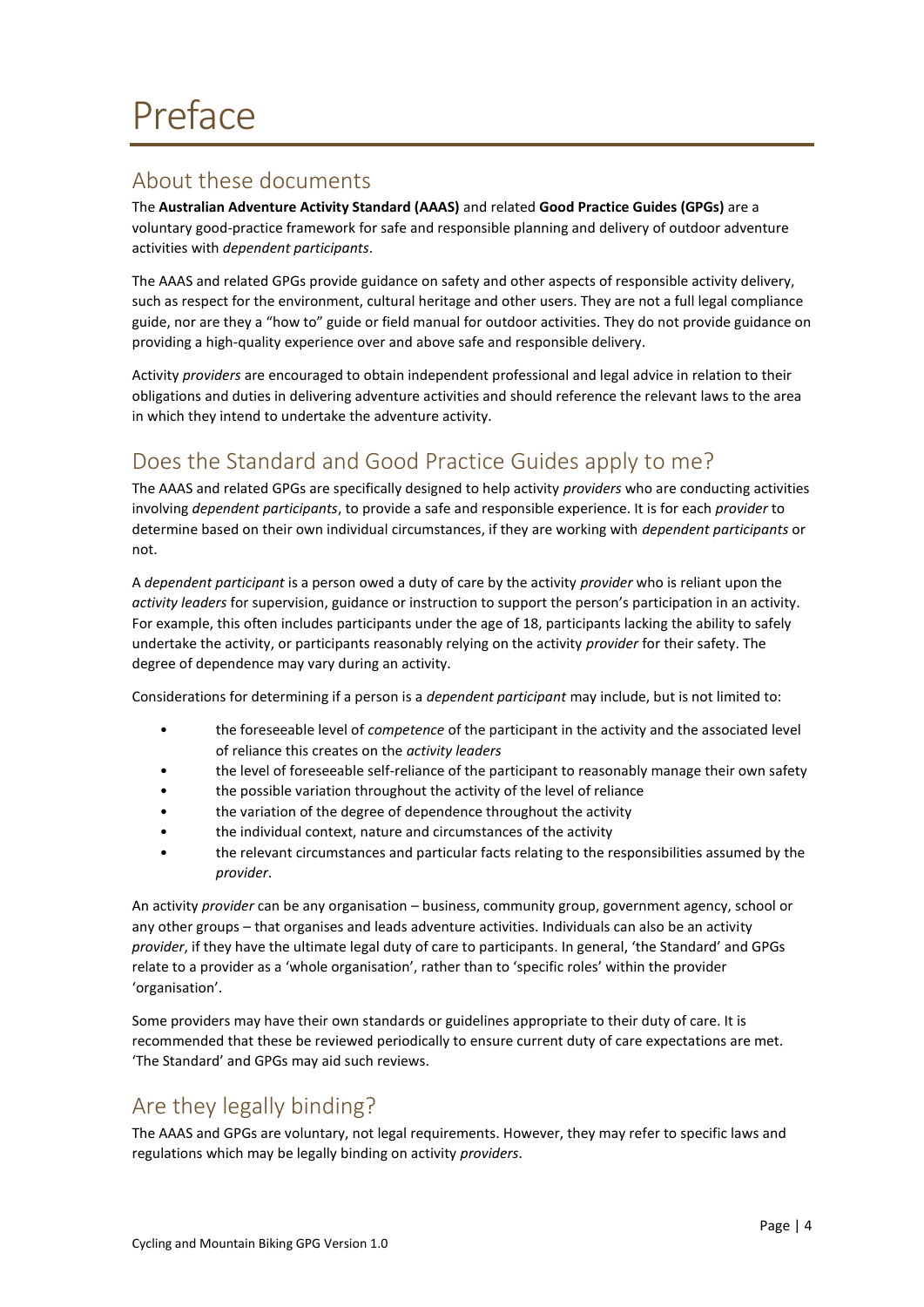# Preface

## About these documents

The **Australian Adventure Activity Standard (AAAS)** and related **Good Practice Guides (GPGs)** are a voluntary good-practice framework for safe and responsible planning and delivery of outdoor adventure activities with *dependent participants*.

The AAAS and related GPGs provide guidance on safety and other aspects of responsible activity delivery, such as respect for the environment, cultural heritage and other users. They are not a full legal compliance guide, nor are they a "how to" guide or field manual for outdoor activities. They do not provide guidance on providing a high-quality experience over and above safe and responsible delivery.

Activity *providers* are encouraged to obtain independent professional and legal advice in relation to their obligations and duties in delivering adventure activities and should reference the relevant laws to the area in which they intend to undertake the adventure activity.

## Does the Standard and Good Practice Guides apply to me?

The AAAS and related GPGs are specifically designed to help activity *providers* who are conducting activities involving *dependent participants*, to provide a safe and responsible experience. It is for each *provider* to determine based on their own individual circumstances, if they are working with *dependent participants* or not.

A *dependent participant* is a person owed a duty of care by the activity *provider* who is reliant upon the *activity leaders* for supervision, guidance or instruction to support the person's participation in an activity. For example, this often includes participants under the age of 18, participants lacking the ability to safely undertake the activity, or participants reasonably relying on the activity *provider* for their safety. The degree of dependence may vary during an activity.

Considerations for determining if a person is a *dependent participant* may include, but is not limited to:

- the foreseeable level of *competence* of the participant in the activity and the associated level of reliance this creates on the *activity leaders*
- the level of foreseeable self-reliance of the participant to reasonably manage their own safety
- the possible variation throughout the activity of the level of reliance
- the variation of the degree of dependence throughout the activity
- the individual context, nature and circumstances of the activity
- the relevant circumstances and particular facts relating to the responsibilities assumed by the *provider*.

An activity *provider* can be any organisation – business, community group, government agency, school or any other groups – that organises and leads adventure activities. Individuals can also be an activity *provider*, if they have the ultimate legal duty of care to participants. In general, 'the Standard' and GPGs relate to a provider as a 'whole organisation', rather than to 'specific roles' within the provider 'organisation'.

Some providers may have their own standards or guidelines appropriate to their duty of care. It is recommended that these be reviewed periodically to ensure current duty of care expectations are met. 'The Standard' and GPGs may aid such reviews.

## Are they legally binding?

The AAAS and GPGs are voluntary, not legal requirements. However, they may refer to specific laws and regulations which may be legally binding on activity *providers*.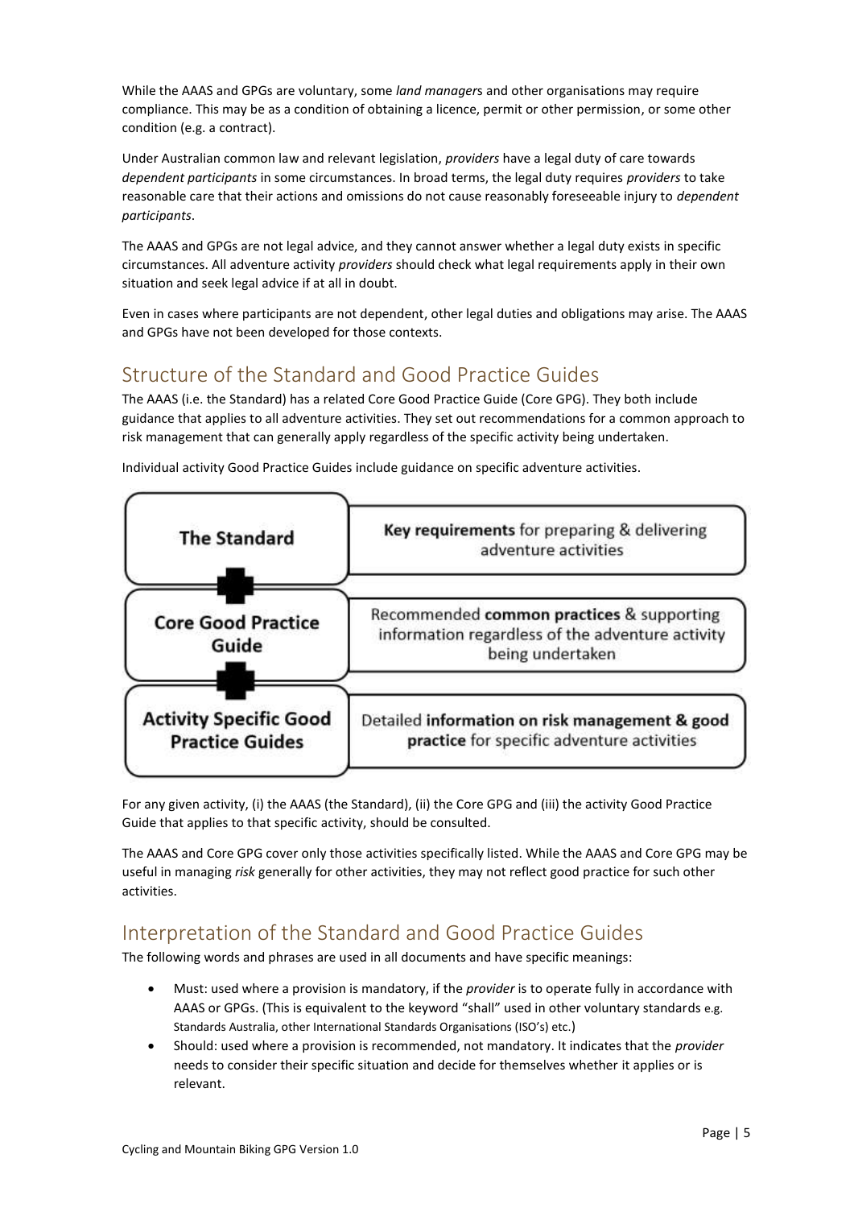While the AAAS and GPGs are voluntary, some *land managers* and other organisations may require compliance. This may be as a condition of obtaining a licence, permit or other permission, or some other condition (e.g. a contract).

Under Australian common law and relevant legislation, *providers* have a legal duty of care towards *dependent participants* in some circumstances. In broad terms, the legal duty requires *providers* to take reasonable care that their actions and omissions do not cause reasonably foreseeable injury to *dependent participants*.

The AAAS and GPGs are not legal advice, and they cannot answer whether a legal duty exists in specific circumstances. All adventure activity *providers* should check what legal requirements apply in their own situation and seek legal advice if at all in doubt.

Even in cases where participants are not dependent, other legal duties and obligations may arise. The AAAS and GPGs have not been developed for those contexts.

## Structure of the Standard and Good Practice Guides

The AAAS (i.e. the Standard) has a related Core Good Practice Guide (Core GPG). They both include guidance that applies to all adventure activities. They set out recommendations for a common approach to risk management that can generally apply regardless of the specific activity being undertaken.

Individual activity Good Practice Guides include guidance on specific adventure activities.

| | |
|---|---|
| **The Standard** | **Key requirements** for preparing & delivering adventure activities |
| **Core Good Practice Guide** | Recommended **common practices** & supporting information regardless of the adventure activity being undertaken |
| **Activity Specific Good Practice Guides** | Detailed **information on risk management & good practice** for specific adventure activities |

For any given activity, (i) the AAAS (the Standard), (ii) the Core GPG and (iii) the activity Good Practice Guide that applies to that specific activity, should be consulted.

The AAAS and Core GPG cover only those activities specifically listed. While the AAAS and Core GPG may be useful in managing *risk* generally for other activities, they may not reflect good practice for such other activities.

## Interpretation of the Standard and Good Practice Guides

The following words and phrases are used in all documents and have specific meanings:

- Must: used where a provision is mandatory, if the *provider* is to operate fully in accordance with AAAS or GPGs. (This is equivalent to the keyword "shall" used in other voluntary standards e.g. Standards Australia, other International Standards Organisations (ISO's) etc.)
- Should: used where a provision is recommended, not mandatory. It indicates that the *provider* needs to consider their specific situation and decide for themselves whether it applies or is relevant.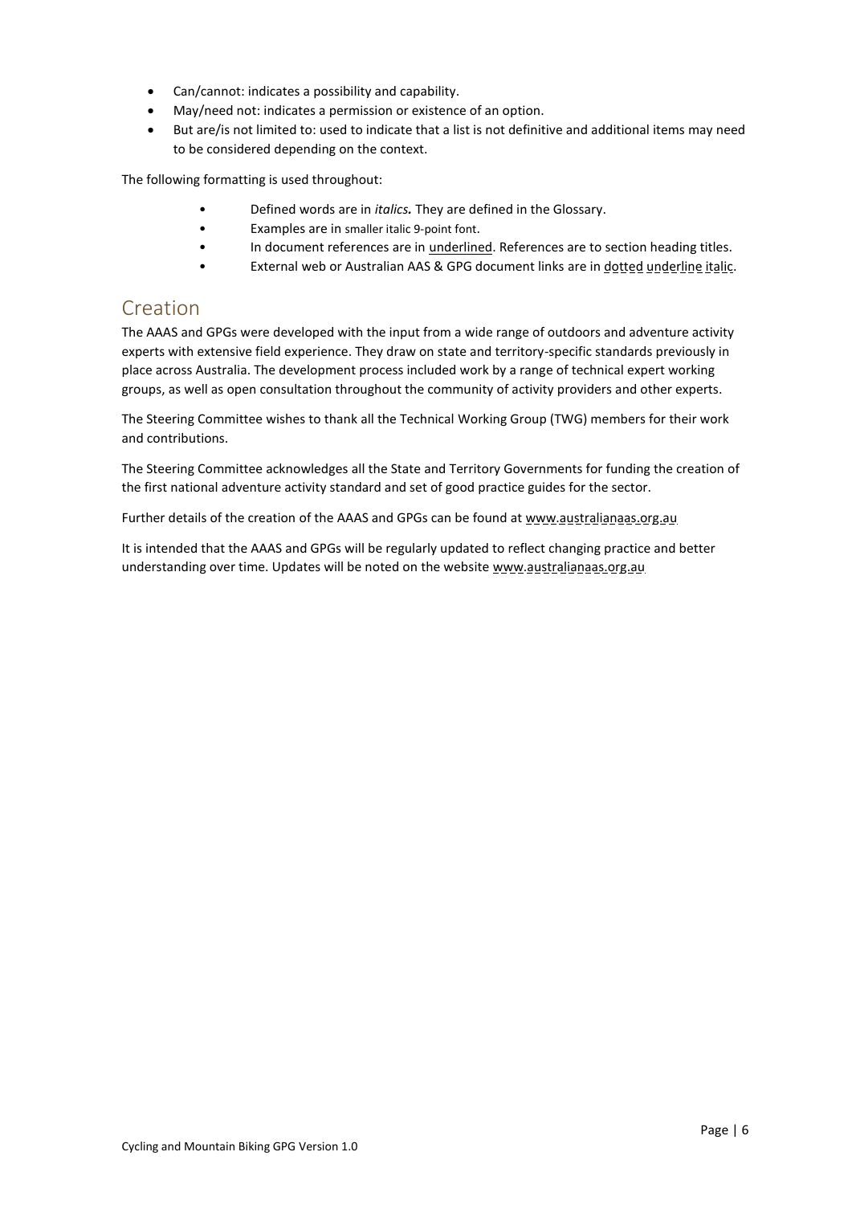- Can/cannot: indicates a possibility and capability.
- May/need not: indicates a permission or existence of an option.
- But are/is not limited to: used to indicate that a list is not definitive and additional items may need to be considered depending on the context.

The following formatting is used throughout:

- Defined words are in *italics.* They are defined in the Glossary.
- Examples are in smaller italic 9-point font.
- In document references are in underlined. References are to section heading titles.
- External web or Australian AAS & GPG document links are in dotted underline italic.

## Creation

The AAAS and GPGs were developed with the input from a wide range of outdoors and adventure activity experts with extensive field experience. They draw on state and territory-specific standards previously in place across Australia. The development process included work by a range of technical expert working groups, as well as open consultation throughout the community of activity providers and other experts.

The Steering Committee wishes to thank all the Technical Working Group (TWG) members for their work and contributions.

The Steering Committee acknowledges all the State and Territory Governments for funding the creation of the first national adventure activity standard and set of good practice guides for the sector.

Further details of the creation of the AAAS and GPGs can be found at www.australianaas.org.au

It is intended that the AAAS and GPGs will be regularly updated to reflect changing practice and better understanding over time. Updates will be noted on the website www.australianaas.org.au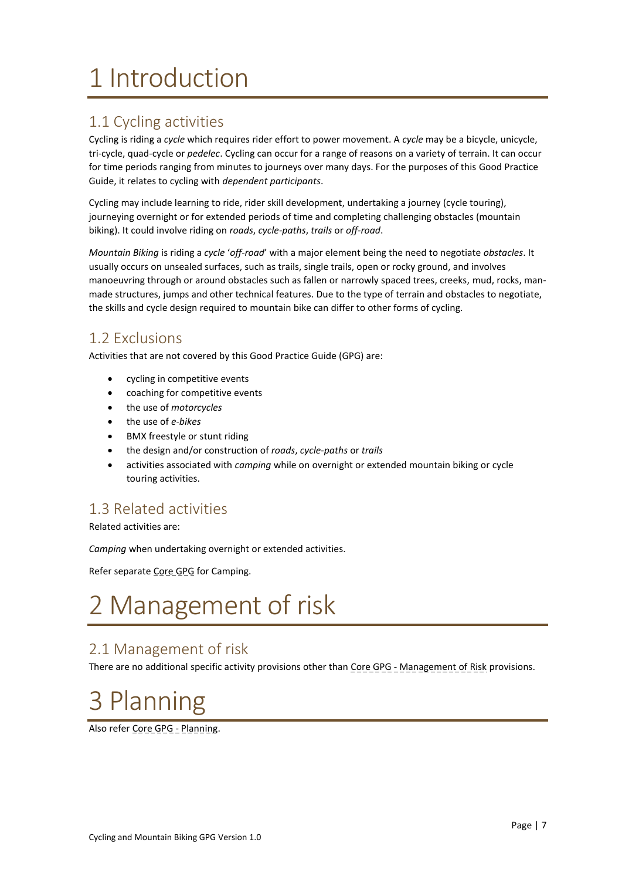# 1 Introduction

## 1.1 Cycling activities

Cycling is riding a *cycle* which requires rider effort to power movement. A *cycle* may be a bicycle, unicycle, tri-cycle, quad-cycle or *pedelec*. Cycling can occur for a range of reasons on a variety of terrain. It can occur for time periods ranging from minutes to journeys over many days. For the purposes of this Good Practice Guide, it relates to cycling with *dependent participants*.

Cycling may include learning to ride, rider skill development, undertaking a journey (cycle touring), journeying overnight or for extended periods of time and completing challenging obstacles (mountain biking). It could involve riding on *roads*, *cycle-paths*, *trails* or *off-road*.

*Mountain Biking* is riding a *cycle* '*off-road*' with a major element being the need to negotiate *obstacles*. It usually occurs on unsealed surfaces, such as trails, single trails, open or rocky ground, and involves manoeuvring through or around obstacles such as fallen or narrowly spaced trees, creeks, mud, rocks, man-made structures, jumps and other technical features. Due to the type of terrain and obstacles to negotiate, the skills and cycle design required to mountain bike can differ to other forms of cycling.

## 1.2 Exclusions

Activities that are not covered by this Good Practice Guide (GPG) are:

- cycling in competitive events
- coaching for competitive events
- the use of *motorcycles*
- the use of *e-bikes*
- BMX freestyle or stunt riding
- the design and/or construction of *roads*, *cycle-paths* or *trails*
- activities associated with *camping* while on overnight or extended mountain biking or cycle touring activities.

## 1.3 Related activities

Related activities are:

*Camping* when undertaking overnight or extended activities.

Refer separate Core GPG for Camping.

# 2 Management of risk

## 2.1 Management of risk

There are no additional specific activity provisions other than Core GPG - Management of Risk provisions.

# 3 Planning

Also refer Core GPG - Planning.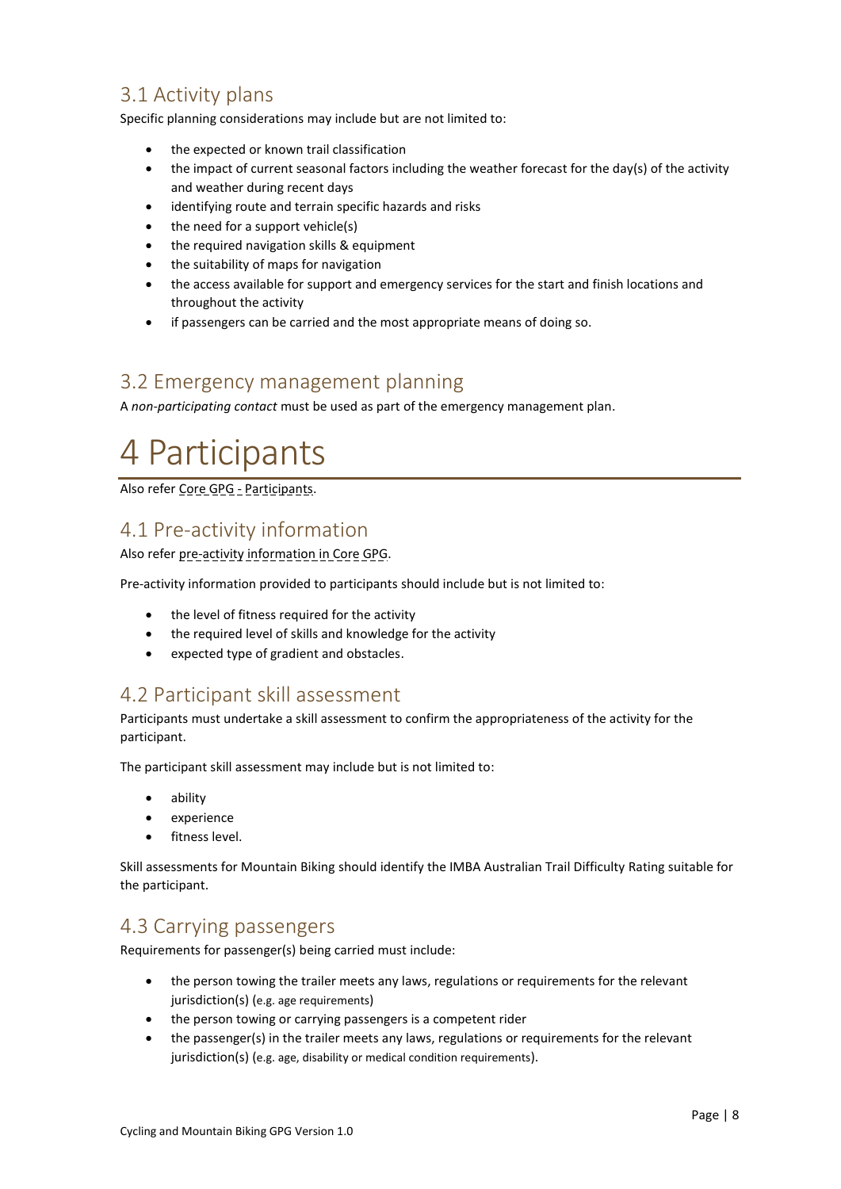## 3.1 Activity plans

Specific planning considerations may include but are not limited to:

- the expected or known trail classification
- the impact of current seasonal factors including the weather forecast for the day(s) of the activity and weather during recent days
- identifying route and terrain specific hazards and risks
- the need for a support vehicle(s)
- the required navigation skills & equipment
- the suitability of maps for navigation
- the access available for support and emergency services for the start and finish locations and throughout the activity
- if passengers can be carried and the most appropriate means of doing so.

## 3.2 Emergency management planning

A *non-participating contact* must be used as part of the emergency management plan.

# 4 Participants

Also refer Core GPG - Participants.

## 4.1 Pre-activity information

Also refer pre-activity information in Core GPG.

Pre-activity information provided to participants should include but is not limited to:

- the level of fitness required for the activity
- the required level of skills and knowledge for the activity
- expected type of gradient and obstacles.

## 4.2 Participant skill assessment

Participants must undertake a skill assessment to confirm the appropriateness of the activity for the participant.

The participant skill assessment may include but is not limited to:

- ability
- experience
- fitness level.

Skill assessments for Mountain Biking should identify the IMBA Australian Trail Difficulty Rating suitable for the participant.

## 4.3 Carrying passengers

Requirements for passenger(s) being carried must include:

- the person towing the trailer meets any laws, regulations or requirements for the relevant jurisdiction(s) (e.g. age requirements)
- the person towing or carrying passengers is a competent rider
- the passenger(s) in the trailer meets any laws, regulations or requirements for the relevant jurisdiction(s) (e.g. age, disability or medical condition requirements).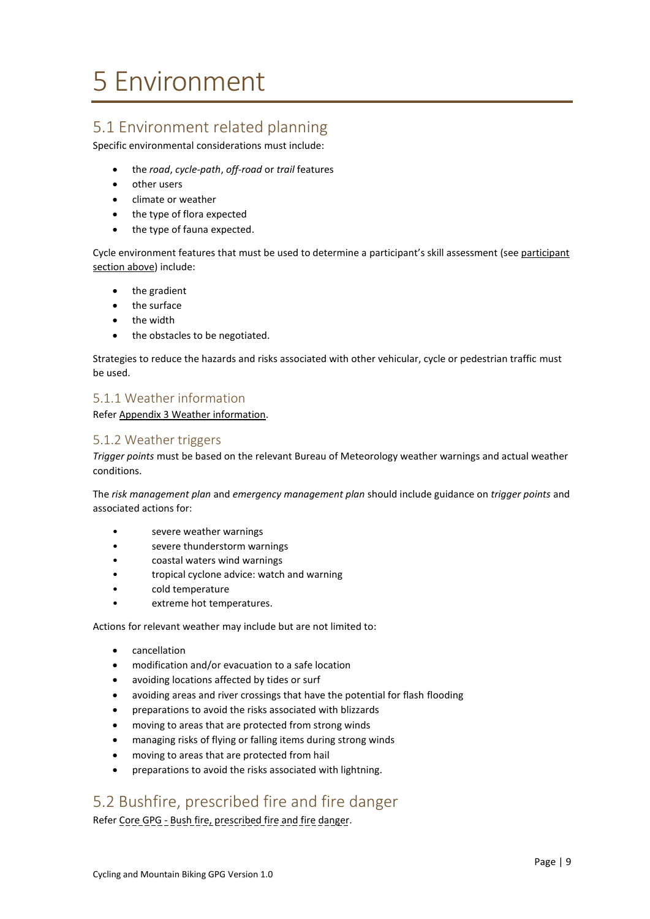# 5 Environment

## 5.1 Environment related planning

Specific environmental considerations must include:

- the *road*, *cycle-path*, *off-road* or *trail* features
- other users
- climate or weather
- the type of flora expected
- the type of fauna expected.

Cycle environment features that must be used to determine a participant's skill assessment (see participant section above) include:

- the gradient
- the surface
- the width
- the obstacles to be negotiated.

Strategies to reduce the hazards and risks associated with other vehicular, cycle or pedestrian traffic must be used.

### 5.1.1 Weather information

Refer Appendix 3 Weather information.

### 5.1.2 Weather triggers

*Trigger points* must be based on the relevant Bureau of Meteorology weather warnings and actual weather conditions.

The *risk management plan* and *emergency management plan* should include guidance on *trigger points* and associated actions for:

- severe weather warnings
- severe thunderstorm warnings
- coastal waters wind warnings
- tropical cyclone advice: watch and warning
- cold temperature
- extreme hot temperatures.

Actions for relevant weather may include but are not limited to:

- cancellation
- modification and/or evacuation to a safe location
- avoiding locations affected by tides or surf
- avoiding areas and river crossings that have the potential for flash flooding
- preparations to avoid the risks associated with blizzards
- moving to areas that are protected from strong winds
- managing risks of flying or falling items during strong winds
- moving to areas that are protected from hail
- preparations to avoid the risks associated with lightning.

## 5.2 Bushfire, prescribed fire and fire danger

Refer Core GPG - Bush fire, prescribed fire and fire danger.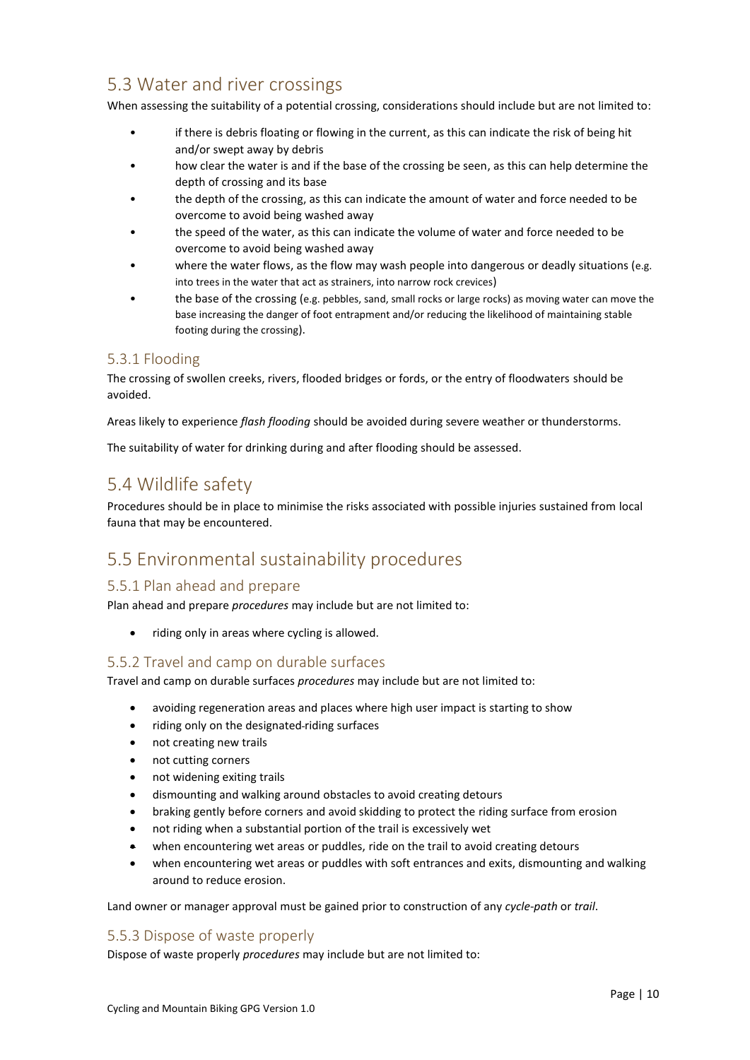## 5.3 Water and river crossings

When assessing the suitability of a potential crossing, considerations should include but are not limited to:

- if there is debris floating or flowing in the current, as this can indicate the risk of being hit and/or swept away by debris
- how clear the water is and if the base of the crossing be seen, as this can help determine the depth of crossing and its base
- the depth of the crossing, as this can indicate the amount of water and force needed to be overcome to avoid being washed away
- the speed of the water, as this can indicate the volume of water and force needed to be overcome to avoid being washed away
- where the water flows, as the flow may wash people into dangerous or deadly situations (e.g. into trees in the water that act as strainers, into narrow rock crevices)
- the base of the crossing (e.g. pebbles, sand, small rocks or large rocks) as moving water can move the base increasing the danger of foot entrapment and/or reducing the likelihood of maintaining stable footing during the crossing).

### 5.3.1 Flooding

The crossing of swollen creeks, rivers, flooded bridges or fords, or the entry of floodwaters should be avoided.

Areas likely to experience *flash flooding* should be avoided during severe weather or thunderstorms.

The suitability of water for drinking during and after flooding should be assessed.

## 5.4 Wildlife safety

Procedures should be in place to minimise the risks associated with possible injuries sustained from local fauna that may be encountered.

## 5.5 Environmental sustainability procedures

### 5.5.1 Plan ahead and prepare

Plan ahead and prepare *procedures* may include but are not limited to:

- riding only in areas where cycling is allowed.

### 5.5.2 Travel and camp on durable surfaces

Travel and camp on durable surfaces *procedures* may include but are not limited to:

- avoiding regeneration areas and places where high user impact is starting to show
- riding only on the designated-riding surfaces
- not creating new trails
- not cutting corners
- not widening exiting trails
- dismounting and walking around obstacles to avoid creating detours
- braking gently before corners and avoid skidding to protect the riding surface from erosion
- not riding when a substantial portion of the trail is excessively wet
- when encountering wet areas or puddles, ride on the trail to avoid creating detours
- when encountering wet areas or puddles with soft entrances and exits, dismounting and walking around to reduce erosion.

Land owner or manager approval must be gained prior to construction of any *cycle-path* or *trail*.

### 5.5.3 Dispose of waste properly

Dispose of waste properly *procedures* may include but are not limited to: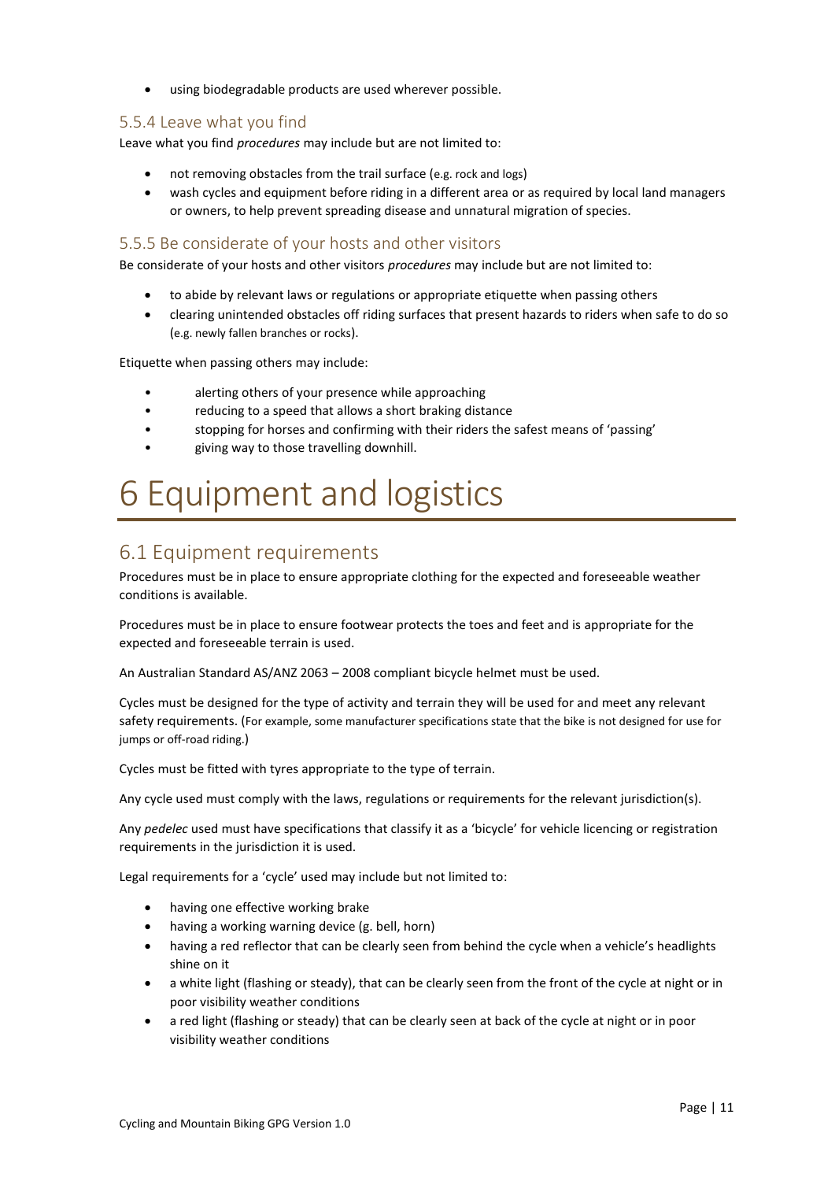- using biodegradable products are used wherever possible.

### 5.5.4 Leave what you find

Leave what you find *procedures* may include but are not limited to:

- not removing obstacles from the trail surface (e.g. rock and logs)
- wash cycles and equipment before riding in a different area or as required by local land managers or owners, to help prevent spreading disease and unnatural migration of species.

### 5.5.5 Be considerate of your hosts and other visitors

Be considerate of your hosts and other visitors *procedures* may include but are not limited to:

- to abide by relevant laws or regulations or appropriate etiquette when passing others
- clearing unintended obstacles off riding surfaces that present hazards to riders when safe to do so (e.g. newly fallen branches or rocks).

Etiquette when passing others may include:

- alerting others of your presence while approaching
- reducing to a speed that allows a short braking distance
- stopping for horses and confirming with their riders the safest means of 'passing'
- giving way to those travelling downhill.

# 6 Equipment and logistics

## 6.1 Equipment requirements

Procedures must be in place to ensure appropriate clothing for the expected and foreseeable weather conditions is available.

Procedures must be in place to ensure footwear protects the toes and feet and is appropriate for the expected and foreseeable terrain is used.

An Australian Standard AS/ANZ 2063 – 2008 compliant bicycle helmet must be used.

Cycles must be designed for the type of activity and terrain they will be used for and meet any relevant safety requirements. (For example, some manufacturer specifications state that the bike is not designed for use for jumps or off-road riding.)

Cycles must be fitted with tyres appropriate to the type of terrain.

Any cycle used must comply with the laws, regulations or requirements for the relevant jurisdiction(s).

Any *pedelec* used must have specifications that classify it as a 'bicycle' for vehicle licencing or registration requirements in the jurisdiction it is used.

Legal requirements for a 'cycle' used may include but not limited to:

- having one effective working brake
- having a working warning device (g. bell, horn)
- having a red reflector that can be clearly seen from behind the cycle when a vehicle's headlights shine on it
- a white light (flashing or steady), that can be clearly seen from the front of the cycle at night or in poor visibility weather conditions
- a red light (flashing or steady) that can be clearly seen at back of the cycle at night or in poor visibility weather conditions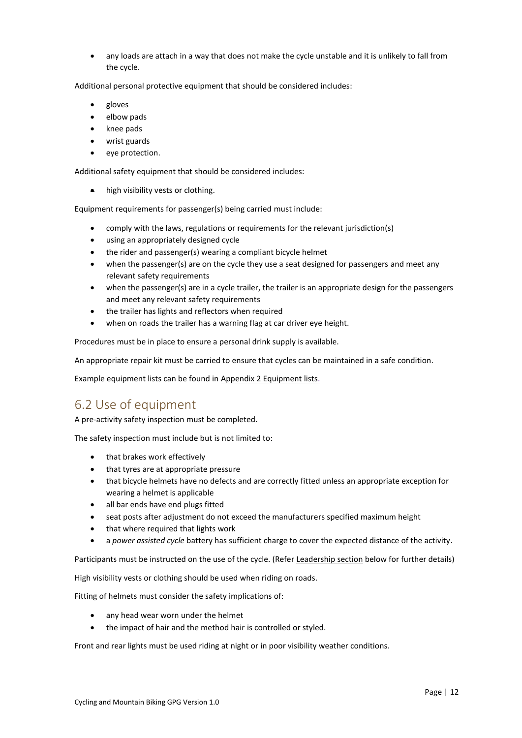- any loads are attach in a way that does not make the cycle unstable and it is unlikely to fall from the cycle.

Additional personal protective equipment that should be considered includes:

- gloves
- elbow pads
- knee pads
- wrist guards
- eye protection.

Additional safety equipment that should be considered includes:

- high visibility vests or clothing.

Equipment requirements for passenger(s) being carried must include:

- comply with the laws, regulations or requirements for the relevant jurisdiction(s)
- using an appropriately designed cycle
- the rider and passenger(s) wearing a compliant bicycle helmet
- when the passenger(s) are on the cycle they use a seat designed for passengers and meet any relevant safety requirements
- when the passenger(s) are in a cycle trailer, the trailer is an appropriate design for the passengers and meet any relevant safety requirements
- the trailer has lights and reflectors when required
- when on roads the trailer has a warning flag at car driver eye height.

Procedures must be in place to ensure a personal drink supply is available.

An appropriate repair kit must be carried to ensure that cycles can be maintained in a safe condition.

Example equipment lists can be found in Appendix 2 Equipment lists.

## 6.2 Use of equipment

A pre-activity safety inspection must be completed.

The safety inspection must include but is not limited to:

- that brakes work effectively
- that tyres are at appropriate pressure
- that bicycle helmets have no defects and are correctly fitted unless an appropriate exception for wearing a helmet is applicable
- all bar ends have end plugs fitted
- seat posts after adjustment do not exceed the manufacturers specified maximum height
- that where required that lights work
- a *power assisted cycle* battery has sufficient charge to cover the expected distance of the activity.

Participants must be instructed on the use of the cycle. (Refer Leadership section below for further details)

High visibility vests or clothing should be used when riding on roads.

Fitting of helmets must consider the safety implications of:

- any head wear worn under the helmet
- the impact of hair and the method hair is controlled or styled.

Front and rear lights must be used riding at night or in poor visibility weather conditions.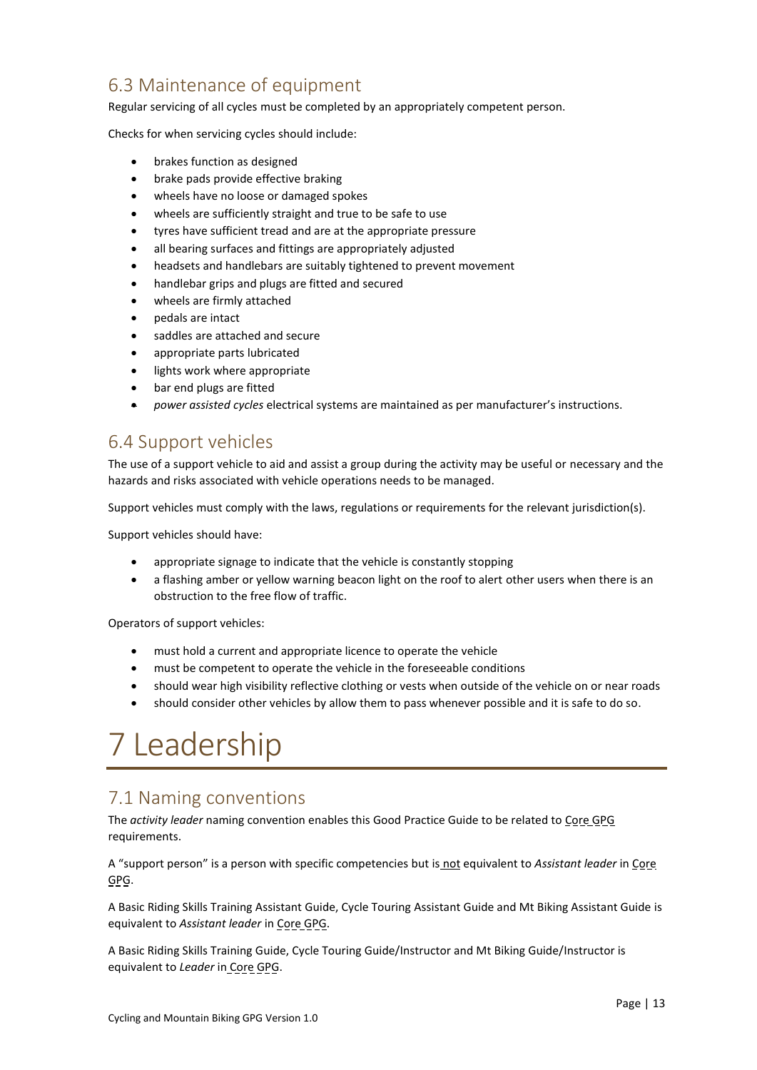## 6.3 Maintenance of equipment

Regular servicing of all cycles must be completed by an appropriately competent person.

Checks for when servicing cycles should include:

- brakes function as designed
- brake pads provide effective braking
- wheels have no loose or damaged spokes
- wheels are sufficiently straight and true to be safe to use
- tyres have sufficient tread and are at the appropriate pressure
- all bearing surfaces and fittings are appropriately adjusted
- headsets and handlebars are suitably tightened to prevent movement
- handlebar grips and plugs are fitted and secured
- wheels are firmly attached
- pedals are intact
- saddles are attached and secure
- appropriate parts lubricated
- lights work where appropriate
- bar end plugs are fitted
- *power assisted cycles* electrical systems are maintained as per manufacturer's instructions.

## 6.4 Support vehicles

The use of a support vehicle to aid and assist a group during the activity may be useful or necessary and the hazards and risks associated with vehicle operations needs to be managed.

Support vehicles must comply with the laws, regulations or requirements for the relevant jurisdiction(s).

Support vehicles should have:

- appropriate signage to indicate that the vehicle is constantly stopping
- a flashing amber or yellow warning beacon light on the roof to alert other users when there is an obstruction to the free flow of traffic.

Operators of support vehicles:

- must hold a current and appropriate licence to operate the vehicle
- must be competent to operate the vehicle in the foreseeable conditions
- should wear high visibility reflective clothing or vests when outside of the vehicle on or near roads
- should consider other vehicles by allow them to pass whenever possible and it is safe to do so.

# 7 Leadership

## 7.1 Naming conventions

The *activity leader* naming convention enables this Good Practice Guide to be related to Core GPG requirements.

A "support person" is a person with specific competencies but is not equivalent to *Assistant leader* in Core GPG.

A Basic Riding Skills Training Assistant Guide, Cycle Touring Assistant Guide and Mt Biking Assistant Guide is equivalent to *Assistant leader* in Core GPG.

A Basic Riding Skills Training Guide, Cycle Touring Guide/Instructor and Mt Biking Guide/Instructor is equivalent to *Leader* in Core GPG.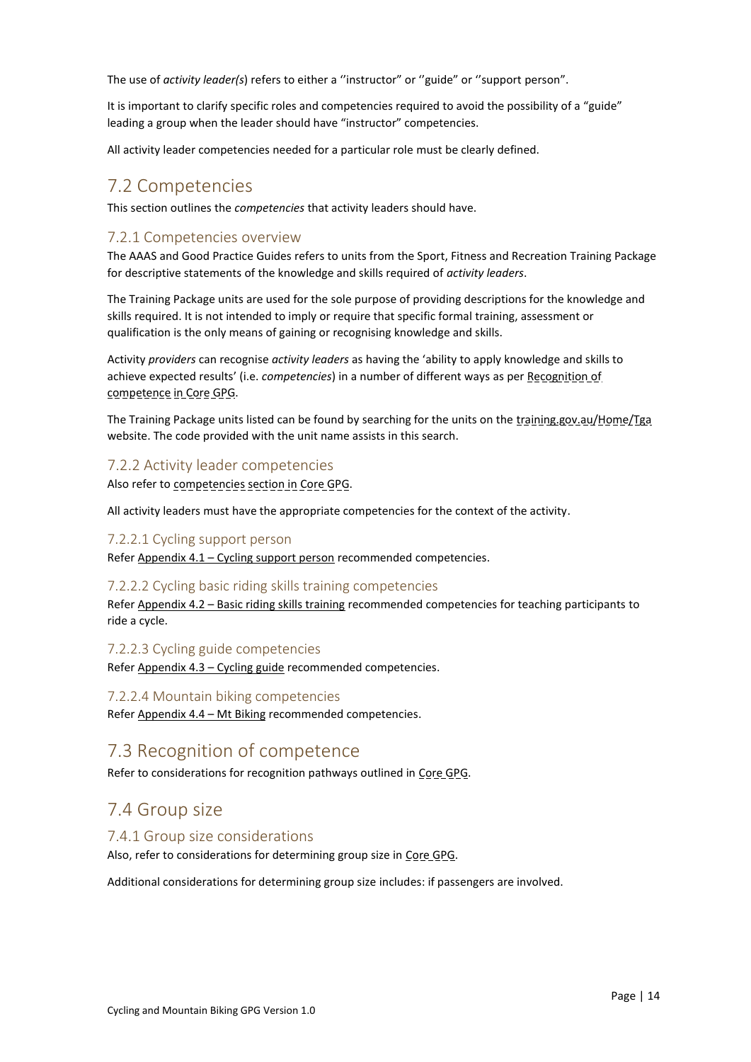The use of *activity leader(s*) refers to either a ''instructor" or ''guide" or ''support person".

It is important to clarify specific roles and competencies required to avoid the possibility of a "guide" leading a group when the leader should have "instructor" competencies.

All activity leader competencies needed for a particular role must be clearly defined.

## 7.2 Competencies

This section outlines the *competencies* that activity leaders should have.

### 7.2.1 Competencies overview

The AAAS and Good Practice Guides refers to units from the Sport, Fitness and Recreation Training Package for descriptive statements of the knowledge and skills required of *activity leaders*.

The Training Package units are used for the sole purpose of providing descriptions for the knowledge and skills required. It is not intended to imply or require that specific formal training, assessment or qualification is the only means of gaining or recognising knowledge and skills.

Activity *providers* can recognise *activity leaders* as having the 'ability to apply knowledge and skills to achieve expected results' (i.e. *competencies*) in a number of different ways as per Recognition of competence in Core GPG.

The Training Package units listed can be found by searching for the units on the training.gov.au/Home/Tga website. The code provided with the unit name assists in this search.

### 7.2.2 Activity leader competencies

Also refer to competencies section in Core GPG.

All activity leaders must have the appropriate competencies for the context of the activity.

#### 7.2.2.1 Cycling support person

Refer Appendix 4.1 – Cycling support person recommended competencies.

#### 7.2.2.2 Cycling basic riding skills training competencies

Refer Appendix 4.2 – Basic riding skills training recommended competencies for teaching participants to ride a cycle.

#### 7.2.2.3 Cycling guide competencies

Refer Appendix 4.3 – Cycling guide recommended competencies.

#### 7.2.2.4 Mountain biking competencies

Refer Appendix 4.4 – Mt Biking recommended competencies.

## 7.3 Recognition of competence

Refer to considerations for recognition pathways outlined in Core GPG.

## 7.4 Group size

### 7.4.1 Group size considerations

Also, refer to considerations for determining group size in Core GPG.

Additional considerations for determining group size includes: if passengers are involved.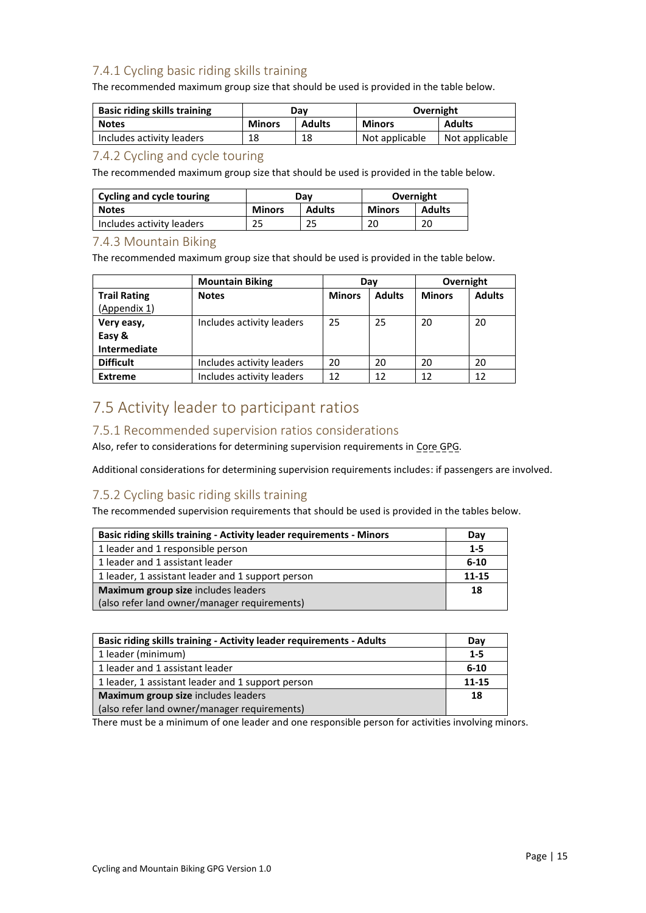### 7.4.1 Cycling basic riding skills training

The recommended maximum group size that should be used is provided in the table below.

| Basic riding skills training | Day | | Overnight | |
|---|---|---|---|---|
| **Notes** | **Minors** | **Adults** | **Minors** | **Adults** |
| Includes activity leaders | 18 | 18 | Not applicable | Not applicable |

### 7.4.2 Cycling and cycle touring

The recommended maximum group size that should be used is provided in the table below.

| Cycling and cycle touring | Day | | Overnight | |
|---|---|---|---|---|
| **Notes** | **Minors** | **Adults** | **Minors** | **Adults** |
| Includes activity leaders | 25 | 25 | 20 | 20 |

### 7.4.3 Mountain Biking

The recommended maximum group size that should be used is provided in the table below.

| | Mountain Biking | Day | | Overnight | |
|---|---|---|---|---|---|
| **Trail Rating** (Appendix 1) | **Notes** | **Minors** | **Adults** | **Minors** | **Adults** |
| **Very easy, Easy & Intermediate** | Includes activity leaders | 25 | 25 | 20 | 20 |
| **Difficult** | Includes activity leaders | 20 | 20 | 20 | 20 |
| **Extreme** | Includes activity leaders | 12 | 12 | 12 | 12 |

## 7.5 Activity leader to participant ratios

### 7.5.1 Recommended supervision ratios considerations

Also, refer to considerations for determining supervision requirements in Core GPG.

Additional considerations for determining supervision requirements includes: if passengers are involved.

### 7.5.2 Cycling basic riding skills training

The recommended supervision requirements that should be used is provided in the tables below.

| Basic riding skills training - Activity leader requirements - Minors | Day |
|---|---|
| 1 leader and 1 responsible person | **1-5** |
| 1 leader and 1 assistant leader | **6-10** |
| 1 leader, 1 assistant leader and 1 support person | **11-15** |
| **Maximum group size** includes leaders (also refer land owner/manager requirements) | **18** |

| Basic riding skills training - Activity leader requirements - Adults | Day |
|---|---|
| 1 leader (minimum) | **1-5** |
| 1 leader and 1 assistant leader | **6-10** |
| 1 leader, 1 assistant leader and 1 support person | **11-15** |
| **Maximum group size** includes leaders (also refer land owner/manager requirements) | **18** |

There must be a minimum of one leader and one responsible person for activities involving minors.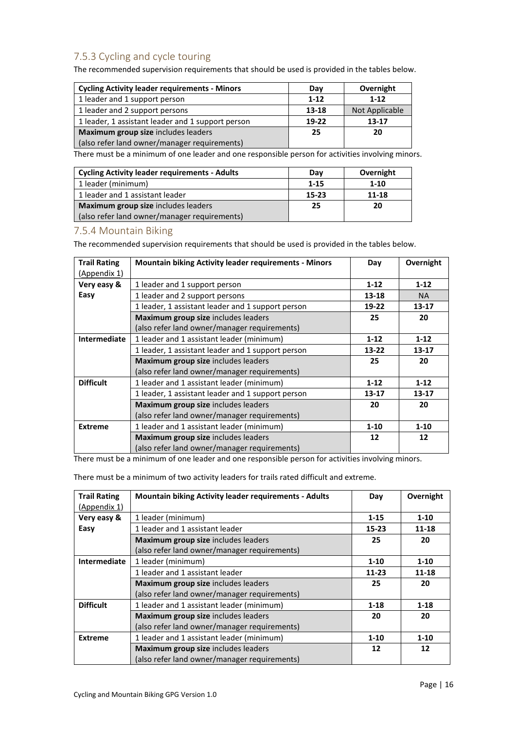### 7.5.3 Cycling and cycle touring

The recommended supervision requirements that should be used is provided in the tables below.

| Cycling Activity leader requirements - Minors | Day | Overnight |
|---|---|---|
| 1 leader and 1 support person | **1-12** | **1-12** |
| 1 leader and 2 support persons | **13-18** | Not Applicable |
| 1 leader, 1 assistant leader and 1 support person | **19-22** | **13-17** |
| **Maximum group size** includes leaders (also refer land owner/manager requirements) | **25** | **20** |

There must be a minimum of one leader and one responsible person for activities involving minors.

| Cycling Activity leader requirements - Adults | Day | Overnight |
|---|---|---|
| 1 leader (minimum) | **1-15** | **1-10** |
| 1 leader and 1 assistant leader | **15-23** | **11-18** |
| **Maximum group size** includes leaders (also refer land owner/manager requirements) | **25** | **20** |

### 7.5.4 Mountain Biking

The recommended supervision requirements that should be used is provided in the tables below.

| Trail Rating (Appendix 1) | Mountain biking Activity leader requirements - Minors | Day | Overnight |
|---|---|---|---|
| **Very easy & Easy** | 1 leader and 1 support person | **1-12** | **1-12** |
| | 1 leader and 2 support persons | **13-18** | NA |
| | 1 leader, 1 assistant leader and 1 support person | **19-22** | **13-17** |
| | **Maximum group size** includes leaders (also refer land owner/manager requirements) | **25** | **20** |
| **Intermediate** | 1 leader and 1 assistant leader (minimum) | **1-12** | **1-12** |
| | 1 leader, 1 assistant leader and 1 support person | **13-22** | **13-17** |
| | **Maximum group size** includes leaders (also refer land owner/manager requirements) | **25** | **20** |
| **Difficult** | 1 leader and 1 assistant leader (minimum) | **1-12** | **1-12** |
| | 1 leader, 1 assistant leader and 1 support person | **13-17** | **13-17** |
| | **Maximum group size** includes leaders (also refer land owner/manager requirements) | **20** | **20** |
| **Extreme** | 1 leader and 1 assistant leader (minimum) | **1-10** | **1-10** |
| | **Maximum group size** includes leaders (also refer land owner/manager requirements) | **12** | **12** |

There must be a minimum of one leader and one responsible person for activities involving minors.

There must be a minimum of two activity leaders for trails rated difficult and extreme.

| Trail Rating (Appendix 1) | Mountain biking Activity leader requirements - Adults | Day | Overnight |
|---|---|---|---|
| **Very easy & Easy** | 1 leader (minimum) | **1-15** | **1-10** |
| | 1 leader and 1 assistant leader | **15-23** | **11-18** |
| | **Maximum group size** includes leaders (also refer land owner/manager requirements) | **25** | **20** |
| **Intermediate** | 1 leader (minimum) | **1-10** | **1-10** |
| | 1 leader and 1 assistant leader | **11-23** | **11-18** |
| | **Maximum group size** includes leaders (also refer land owner/manager requirements) | **25** | **20** |
| **Difficult** | 1 leader and 1 assistant leader (minimum) | **1-18** | **1-18** |
| | **Maximum group size** includes leaders (also refer land owner/manager requirements) | **20** | **20** |
| **Extreme** | 1 leader and 1 assistant leader (minimum) | **1-10** | **1-10** |
| | **Maximum group size** includes leaders (also refer land owner/manager requirements) | **12** | **12** |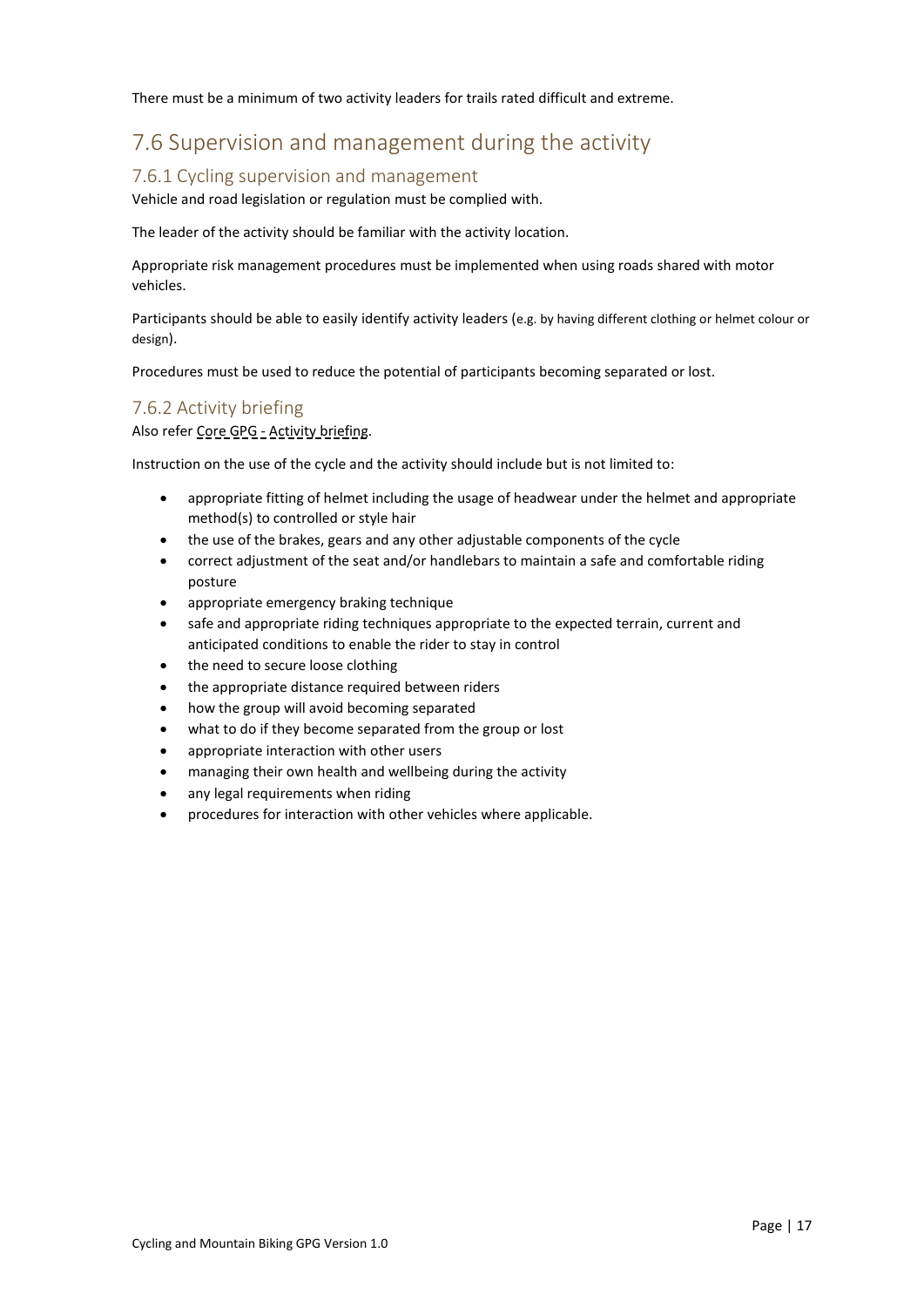There must be a minimum of two activity leaders for trails rated difficult and extreme.

## 7.6 Supervision and management during the activity

### 7.6.1 Cycling supervision and management

Vehicle and road legislation or regulation must be complied with.

The leader of the activity should be familiar with the activity location.

Appropriate risk management procedures must be implemented when using roads shared with motor vehicles.

Participants should be able to easily identify activity leaders (e.g. by having different clothing or helmet colour or design).

Procedures must be used to reduce the potential of participants becoming separated or lost.

### 7.6.2 Activity briefing

Also refer Core GPG - Activity briefing.

Instruction on the use of the cycle and the activity should include but is not limited to:

- appropriate fitting of helmet including the usage of headwear under the helmet and appropriate method(s) to controlled or style hair
- the use of the brakes, gears and any other adjustable components of the cycle
- correct adjustment of the seat and/or handlebars to maintain a safe and comfortable riding posture
- appropriate emergency braking technique
- safe and appropriate riding techniques appropriate to the expected terrain, current and anticipated conditions to enable the rider to stay in control
- the need to secure loose clothing
- the appropriate distance required between riders
- how the group will avoid becoming separated
- what to do if they become separated from the group or lost
- appropriate interaction with other users
- managing their own health and wellbeing during the activity
- any legal requirements when riding
- procedures for interaction with other vehicles where applicable.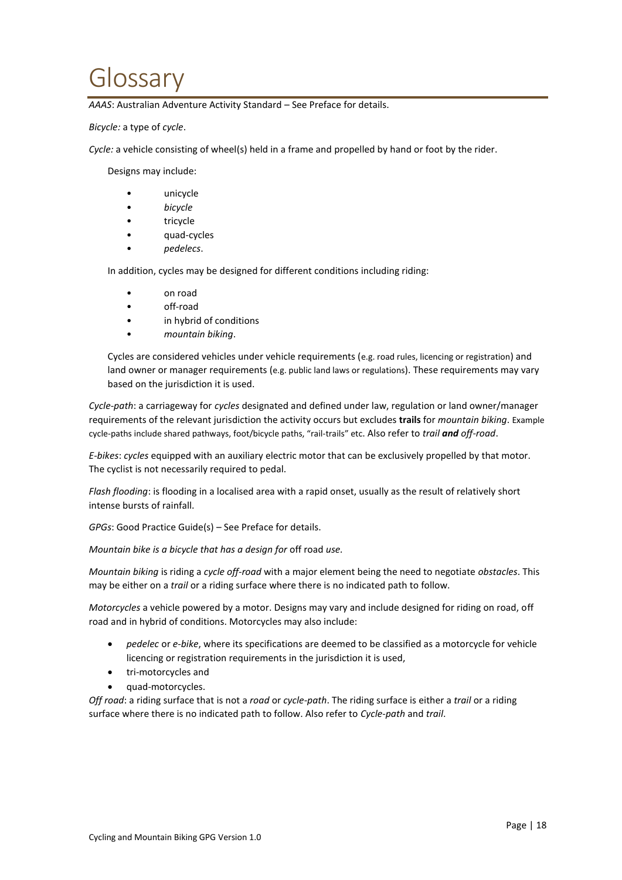# Glossary

*AAAS*: Australian Adventure Activity Standard – See Preface for details.

*Bicycle:* a type of *cycle*.

*Cycle:* a vehicle consisting of wheel(s) held in a frame and propelled by hand or foot by the rider.

Designs may include:

- unicycle
- *bicycle*
- tricycle
- quad-cycles
- *pedelecs*.

In addition, cycles may be designed for different conditions including riding:

- on road
- off-road
- in hybrid of conditions
- *mountain biking*.

Cycles are considered vehicles under vehicle requirements (e.g. road rules, licencing or registration) and land owner or manager requirements (e.g. public land laws or regulations). These requirements may vary based on the jurisdiction it is used.

*Cycle-path*: a carriageway for *cycles* designated and defined under law, regulation or land owner/manager requirements of the relevant jurisdiction the activity occurs but excludes **trails** for *mountain biking*. Example cycle-paths include shared pathways, foot/bicycle paths, "rail-trails" etc. Also refer to *trail **and** off-road*.

*E-bikes*: *cycles* equipped with an auxiliary electric motor that can be exclusively propelled by that motor. The cyclist is not necessarily required to pedal.

*Flash flooding*: is flooding in a localised area with a rapid onset, usually as the result of relatively short intense bursts of rainfall.

*GPGs*: Good Practice Guide(s) – See Preface for details.

*Mountain bike is a bicycle that has a design for* off road *use.*

*Mountain biking* is riding a *cycle off-road* with a major element being the need to negotiate *obstacles*. This may be either on a *trail* or a riding surface where there is no indicated path to follow.

*Motorcycles* a vehicle powered by a motor. Designs may vary and include designed for riding on road, off road and in hybrid of conditions. Motorcycles may also include:

- *pedelec* or *e-bike*, where its specifications are deemed to be classified as a motorcycle for vehicle licencing or registration requirements in the jurisdiction it is used,
- tri-motorcycles and
- quad-motorcycles.

*Off road*: a riding surface that is not a *road* or *cycle-path*. The riding surface is either a *trail* or a riding surface where there is no indicated path to follow. Also refer to *Cycle-path* and *trail*.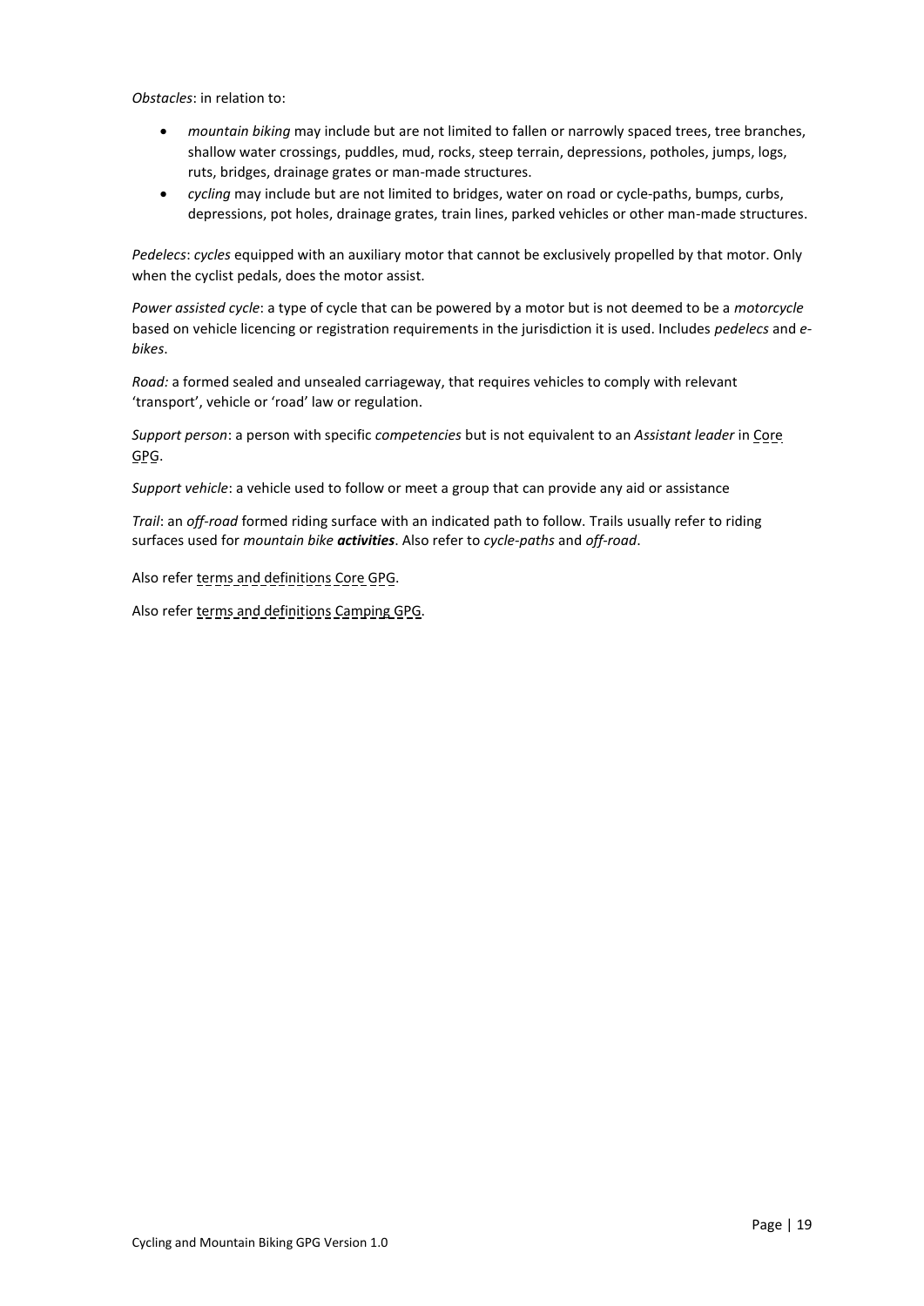*Obstacles*: in relation to:

- *mountain biking* may include but are not limited to fallen or narrowly spaced trees, tree branches, shallow water crossings, puddles, mud, rocks, steep terrain, depressions, potholes, jumps, logs, ruts, bridges, drainage grates or man-made structures.
- *cycling* may include but are not limited to bridges, water on road or cycle-paths, bumps, curbs, depressions, pot holes, drainage grates, train lines, parked vehicles or other man-made structures.

*Pedelecs*: *cycles* equipped with an auxiliary motor that cannot be exclusively propelled by that motor. Only when the cyclist pedals, does the motor assist.

*Power assisted cycle*: a type of cycle that can be powered by a motor but is not deemed to be a *motorcycle* based on vehicle licencing or registration requirements in the jurisdiction it is used. Includes *pedelecs* and *e-bikes*.

*Road:* a formed sealed and unsealed carriageway, that requires vehicles to comply with relevant 'transport', vehicle or 'road' law or regulation.

*Support person*: a person with specific *competencies* but is not equivalent to an *Assistant leader* in Core GPG.

*Support vehicle*: a vehicle used to follow or meet a group that can provide any aid or assistance

*Trail*: an *off-road* formed riding surface with an indicated path to follow. Trails usually refer to riding surfaces used for *mountain bike* ***activities***. Also refer to *cycle-paths* and *off-road*.

Also refer terms and definitions Core GPG.

Also refer terms and definitions Camping GPG.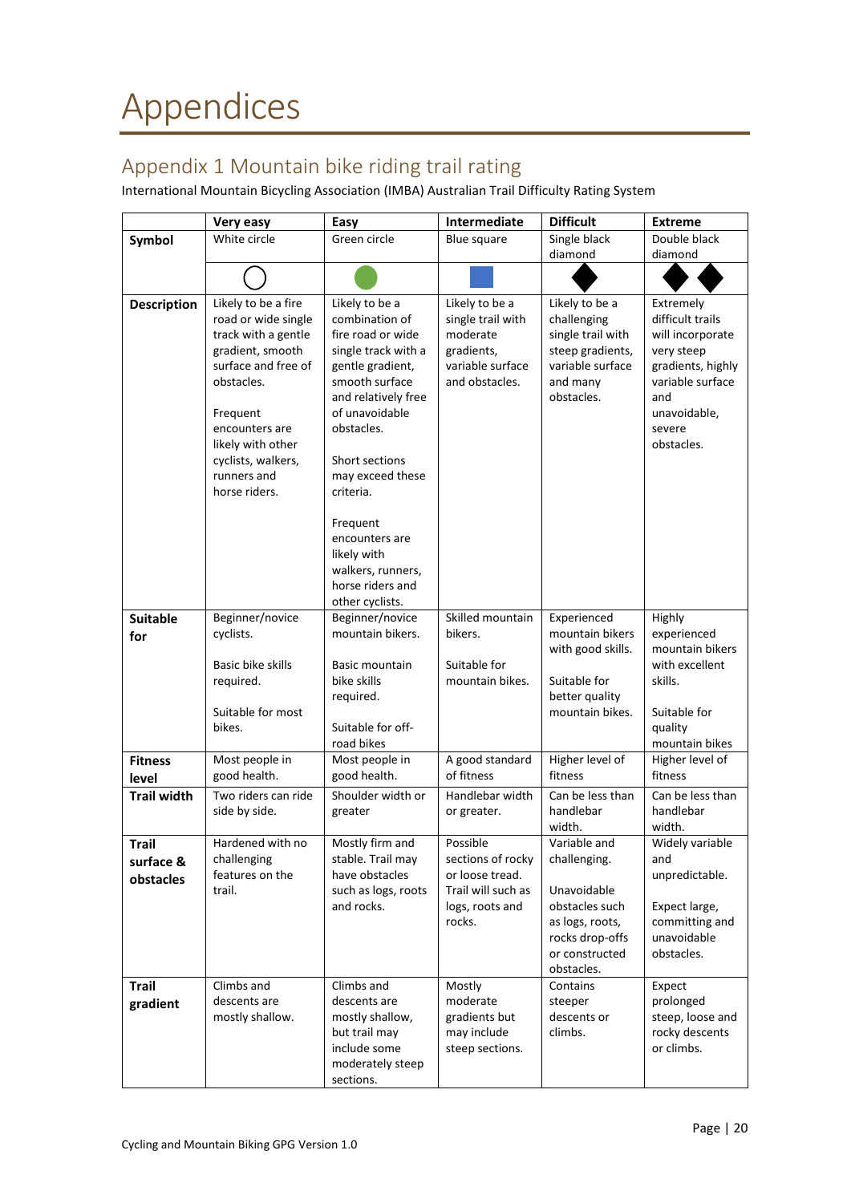# Appendices

## Appendix 1 Mountain bike riding trail rating

International Mountain Bicycling Association (IMBA) Australian Trail Difficulty Rating System

| | Very easy | Easy | Intermediate | Difficult | Extreme |
|---|---|---|---|---|---|
| **Symbol** | White circle | Green circle | Blue square | Single black diamond | Double black diamond |
| | ◯ | ● | ■ | ◆ | ◆◆ |
| **Description** | Likely to be a fire road or wide single track with a gentle gradient, smooth surface and free of obstacles.<br><br>Frequent encounters are likely with other cyclists, walkers, runners and horse riders. | Likely to be a combination of fire road or wide single track with a gentle gradient, smooth surface and relatively free of unavoidable obstacles.<br><br>Short sections may exceed these criteria.<br><br>Frequent encounters are likely with walkers, runners, horse riders and other cyclists. | Likely to be a single trail with moderate gradients, variable surface and obstacles. | Likely to be a challenging single trail with steep gradients, variable surface and many obstacles. | Extremely difficult trails will incorporate very steep gradients, highly variable surface and unavoidable, severe obstacles. |
| **Suitable for** | Beginner/novice cyclists.<br><br>Basic bike skills required.<br><br>Suitable for most bikes. | Beginner/novice mountain bikers.<br><br>Basic mountain bike skills required.<br><br>Suitable for off-road bikes | Skilled mountain bikers.<br><br>Suitable for mountain bikes. | Experienced mountain bikers with good skills.<br><br>Suitable for better quality mountain bikes. | Highly experienced mountain bikers with excellent skills.<br><br>Suitable for quality mountain bikes |
| **Fitness level** | Most people in good health. | Most people in good health. | A good standard of fitness | Higher level of fitness | Higher level of fitness |
| **Trail width** | Two riders can ride side by side. | Shoulder width or greater | Handlebar width or greater. | Can be less than handlebar width. | Can be less than handlebar width. |
| **Trail surface & obstacles** | Hardened with no challenging features on the trail. | Mostly firm and stable. Trail may have obstacles such as logs, roots and rocks. | Possible sections of rocky or loose tread. Trail will such as logs, roots and rocks. | Variable and challenging.<br><br>Unavoidable obstacles such as logs, roots, rocks drop-offs or constructed obstacles. | Widely variable and unpredictable.<br><br>Expect large, committing and unavoidable obstacles. |
| **Trail gradient** | Climbs and descents are mostly shallow. | Climbs and descents are mostly shallow, but trail may include some moderately steep sections. | Mostly moderate gradients but may include steep sections. | Contains steeper descents or climbs. | Expect prolonged steep, loose and rocky descents or climbs. |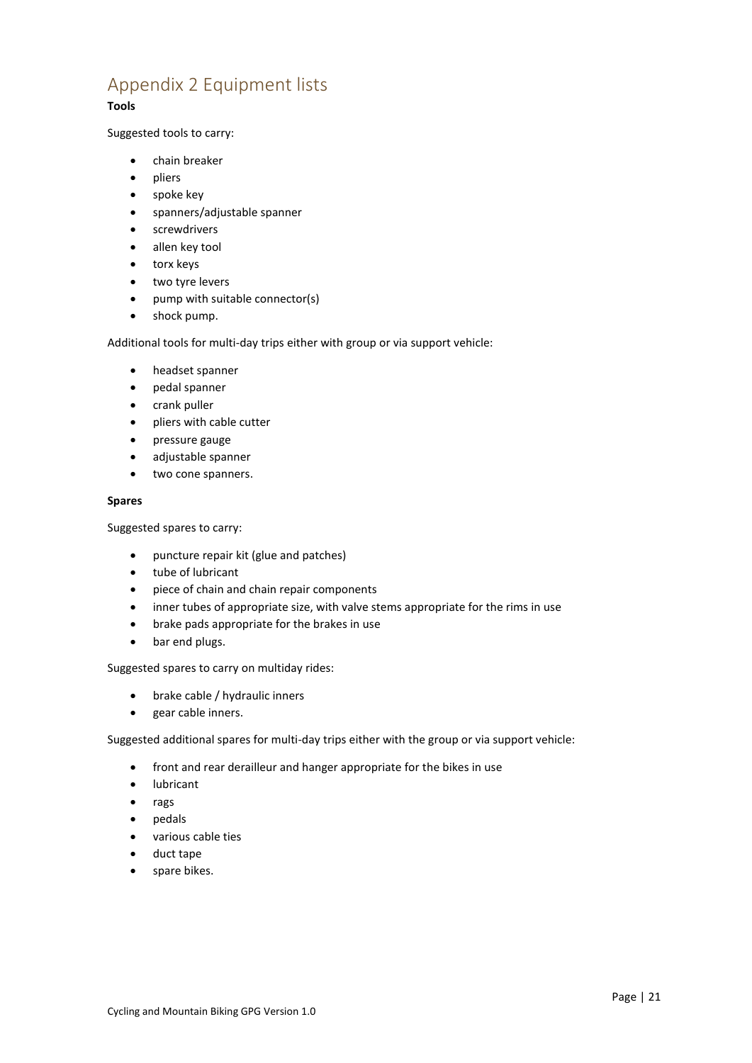# Appendix 2 Equipment lists

**Tools**

Suggested tools to carry:

- chain breaker
- pliers
- spoke key
- spanners/adjustable spanner
- screwdrivers
- allen key tool
- torx keys
- two tyre levers
- pump with suitable connector(s)
- shock pump.

Additional tools for multi-day trips either with group or via support vehicle:

- headset spanner
- pedal spanner
- crank puller
- pliers with cable cutter
- pressure gauge
- adjustable spanner
- two cone spanners.

**Spares**

Suggested spares to carry:

- puncture repair kit (glue and patches)
- tube of lubricant
- piece of chain and chain repair components
- inner tubes of appropriate size, with valve stems appropriate for the rims in use
- brake pads appropriate for the brakes in use
- bar end plugs.

Suggested spares to carry on multiday rides:

- brake cable / hydraulic inners
- gear cable inners.

Suggested additional spares for multi-day trips either with the group or via support vehicle:

- front and rear derailleur and hanger appropriate for the bikes in use
- lubricant
- rags
- pedals
- various cable ties
- duct tape
- spare bikes.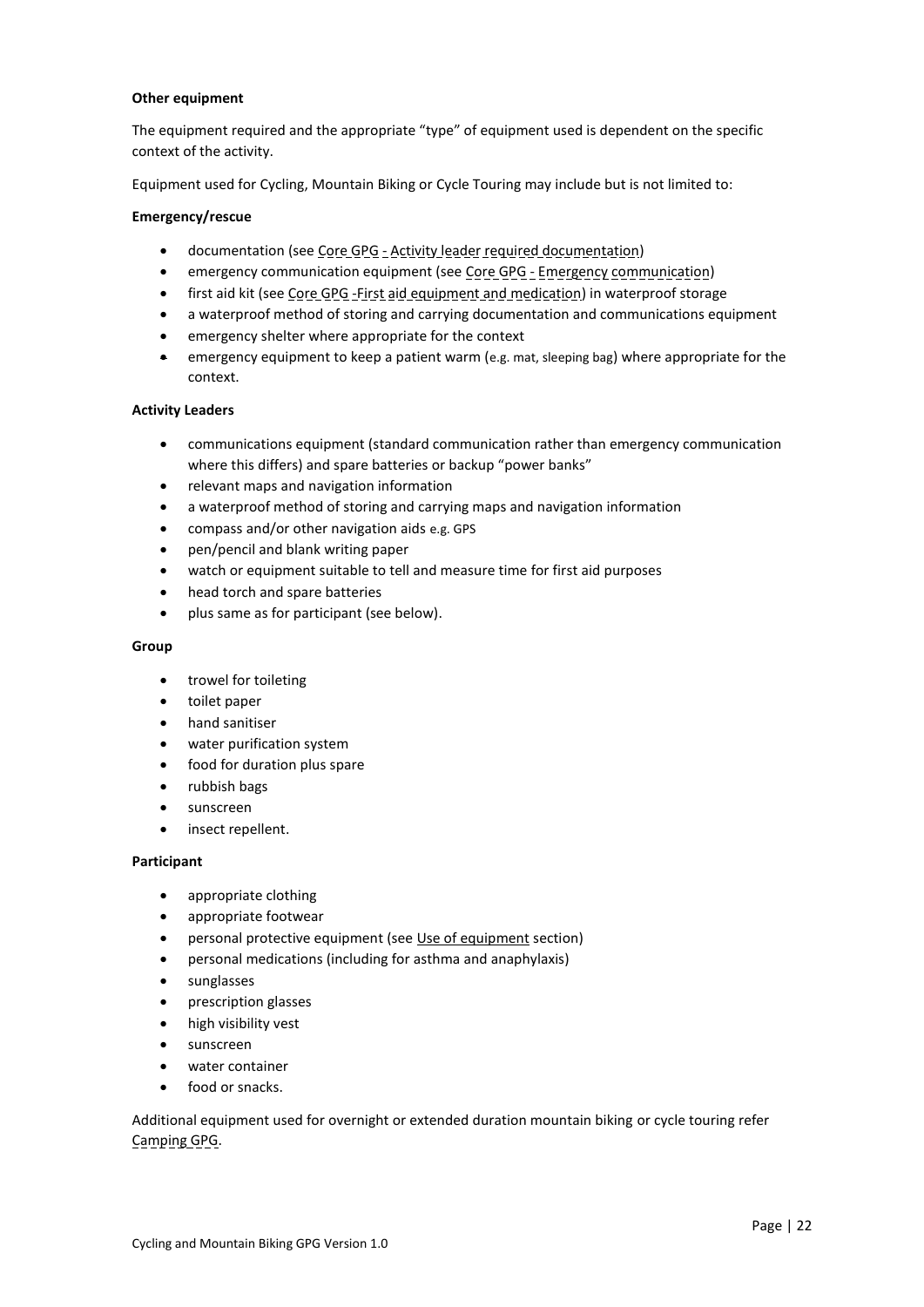**Other equipment**

The equipment required and the appropriate "type" of equipment used is dependent on the specific context of the activity.

Equipment used for Cycling, Mountain Biking or Cycle Touring may include but is not limited to:

**Emergency/rescue**

- documentation (see Core GPG - Activity leader required documentation)
- emergency communication equipment (see Core GPG - Emergency communication)
- first aid kit (see Core GPG -First aid equipment and medication) in waterproof storage
- a waterproof method of storing and carrying documentation and communications equipment
- emergency shelter where appropriate for the context
- emergency equipment to keep a patient warm (e.g. mat, sleeping bag) where appropriate for the context.

**Activity Leaders**

- communications equipment (standard communication rather than emergency communication where this differs) and spare batteries or backup "power banks"
- relevant maps and navigation information
- a waterproof method of storing and carrying maps and navigation information
- compass and/or other navigation aids e.g. GPS
- pen/pencil and blank writing paper
- watch or equipment suitable to tell and measure time for first aid purposes
- head torch and spare batteries
- plus same as for participant (see below).

**Group**

- trowel for toileting
- toilet paper
- hand sanitiser
- water purification system
- food for duration plus spare
- rubbish bags
- sunscreen
- insect repellent.

**Participant**

- appropriate clothing
- appropriate footwear
- personal protective equipment (see Use of equipment section)
- personal medications (including for asthma and anaphylaxis)
- sunglasses
- prescription glasses
- high visibility vest
- sunscreen
- water container
- food or snacks.

Additional equipment used for overnight or extended duration mountain biking or cycle touring refer Camping GPG.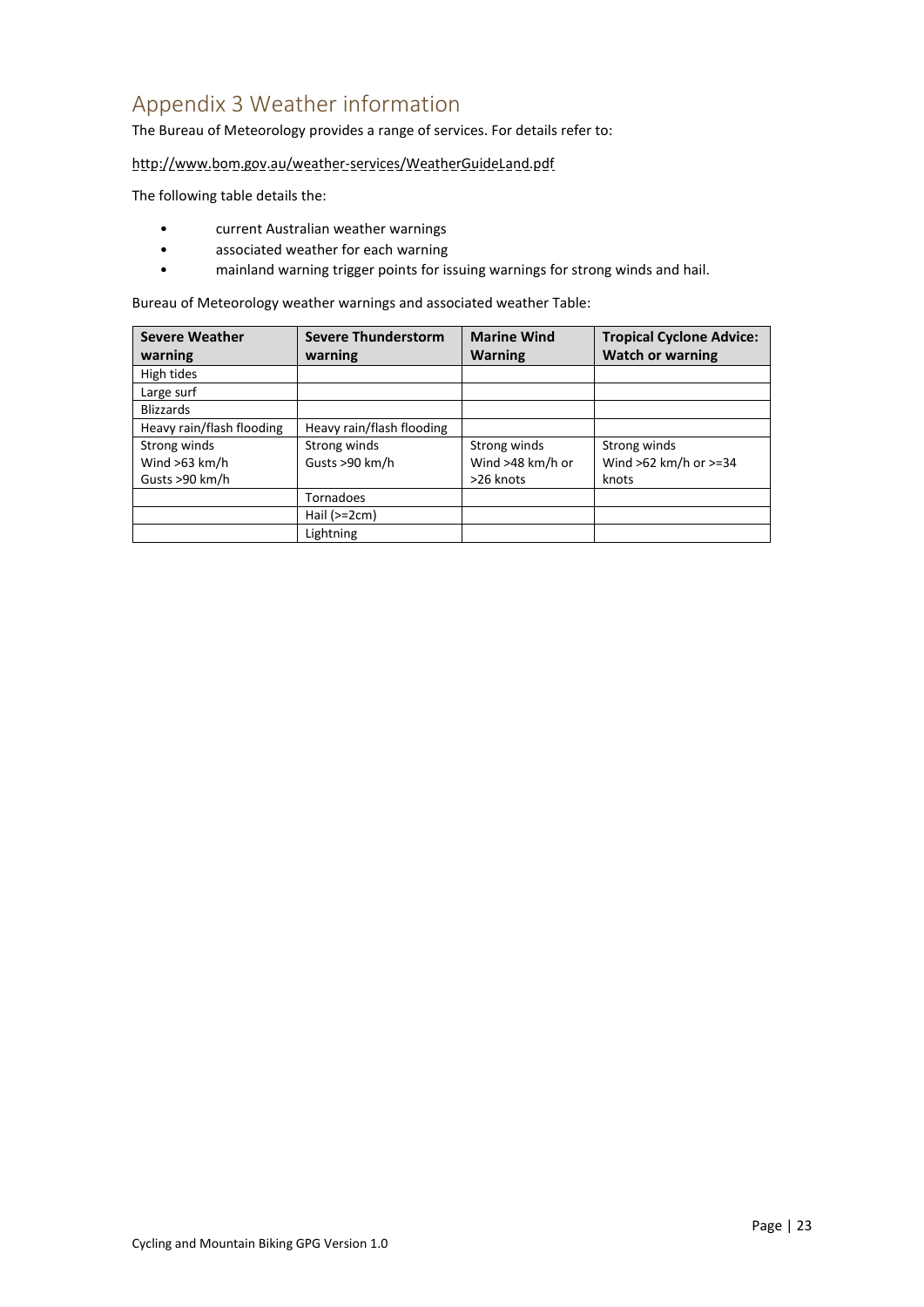# Appendix 3 Weather information

The Bureau of Meteorology provides a range of services. For details refer to:

http://www.bom.gov.au/weather-services/WeatherGuideLand.pdf

The following table details the:

- current Australian weather warnings
- associated weather for each warning
- mainland warning trigger points for issuing warnings for strong winds and hail.

Bureau of Meteorology weather warnings and associated weather Table:

| Severe Weather warning | Severe Thunderstorm warning | Marine Wind Warning | Tropical Cyclone Advice: Watch or warning |
|---|---|---|---|
| High tides | | | |
| Large surf | | | |
| Blizzards | | | |
| Heavy rain/flash flooding | Heavy rain/flash flooding | | |
| Strong winds<br>Wind >63 km/h<br>Gusts >90 km/h | Strong winds<br>Gusts >90 km/h | Strong winds<br>Wind >48 km/h or >26 knots | Strong winds<br>Wind >62 km/h or >=34 knots |
| | Tornadoes | | |
| | Hail (>=2cm) | | |
| | Lightning | | |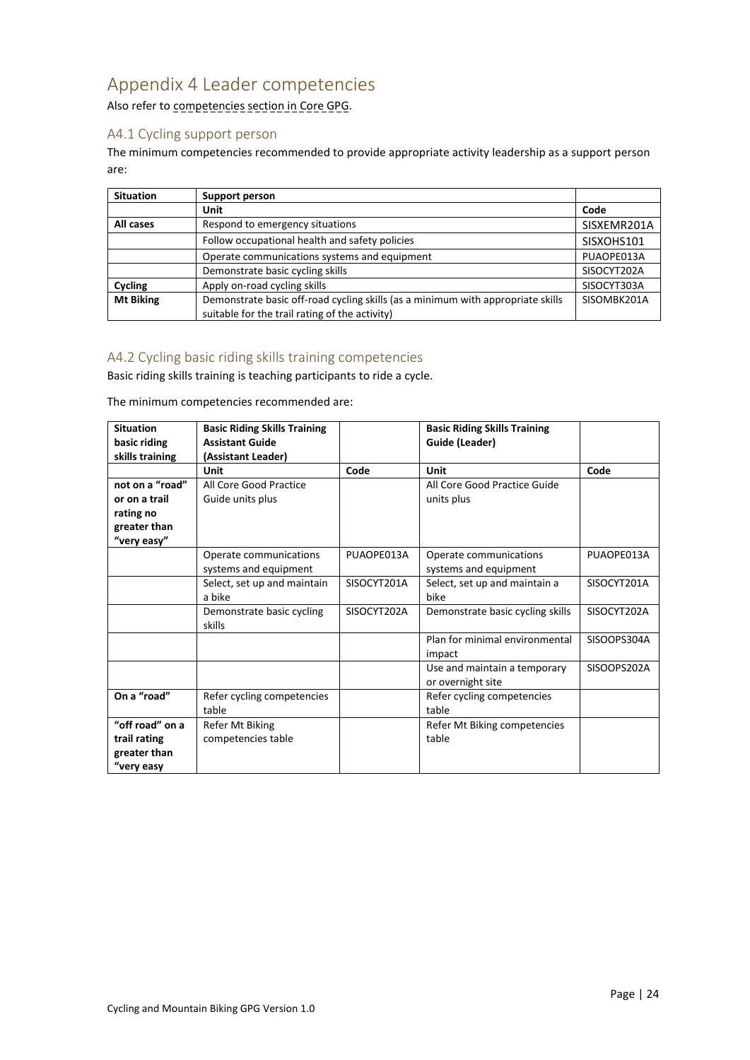# Appendix 4 Leader competencies

Also refer to competencies section in Core GPG.

## A4.1 Cycling support person

The minimum competencies recommended to provide appropriate activity leadership as a support person are:

| Situation | Support person | |
|---|---|---|
| | **Unit** | **Code** |
| **All cases** | Respond to emergency situations | SISXEMR201A |
| | Follow occupational health and safety policies | SISXOHS101 |
| | Operate communications systems and equipment | PUAOPE013A |
| | Demonstrate basic cycling skills | SISOCYT202A |
| **Cycling** | Apply on-road cycling skills | SISOCYT303A |
| **Mt Biking** | Demonstrate basic off-road cycling skills (as a minimum with appropriate skills suitable for the trail rating of the activity) | SISOMBK201A |

## A4.2 Cycling basic riding skills training competencies

Basic riding skills training is teaching participants to ride a cycle.

The minimum competencies recommended are:

| Situation basic riding skills training | Basic Riding Skills Training Assistant Guide (Assistant Leader) | | Basic Riding Skills Training Guide (Leader) | |
|---|---|---|---|---|
| | **Unit** | **Code** | **Unit** | **Code** |
| **not on a "road" or on a trail rating no greater than "very easy"** | All Core Good Practice Guide units plus | | All Core Good Practice Guide units plus | |
| | Operate communications systems and equipment | PUAOPE013A | Operate communications systems and equipment | PUAOPE013A |
| | Select, set up and maintain a bike | SISOCYT201A | Select, set up and maintain a bike | SISOCYT201A |
| | Demonstrate basic cycling skills | SISOCYT202A | Demonstrate basic cycling skills | SISOCYT202A |
| | | | Plan for minimal environmental impact | SISOOPS304A |
| | | | Use and maintain a temporary or overnight site | SISOOPS202A |
| **On a "road"** | Refer cycling competencies table | | Refer cycling competencies table | |
| **"off road" on a trail rating greater than "very easy** | Refer Mt Biking competencies table | | Refer Mt Biking competencies table | |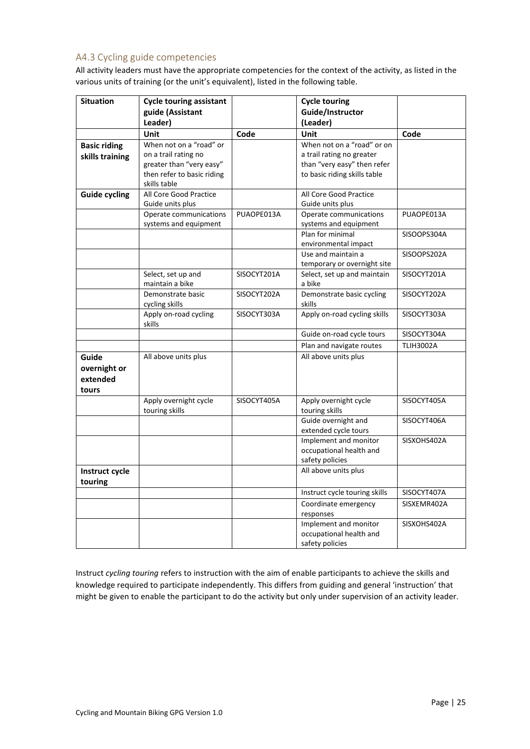## A4.3 Cycling guide competencies

All activity leaders must have the appropriate competencies for the context of the activity, as listed in the various units of training (or the unit's equivalent), listed in the following table.

| Situation | Cycle touring assistant guide (Assistant Leader) | | Cycle touring Guide/Instructor (Leader) | |
|---|---|---|---|---|
| | Unit | Code | Unit | Code |
| **Basic riding skills training** | When not on a "road" or on a trail rating no greater than "very easy" then refer to basic riding skills table | | When not on a "road" or on a trail rating no greater than "very easy" then refer to basic riding skills table | |
| **Guide cycling** | All Core Good Practice Guide units plus | | All Core Good Practice Guide units plus | |
| | Operate communications systems and equipment | PUAOPE013A | Operate communications systems and equipment | PUAOPE013A |
| | | | Plan for minimal environmental impact | SISOOPS304A |
| | | | Use and maintain a temporary or overnight site | SISOOPS202A |
| | Select, set up and maintain a bike | SISOCYT201A | Select, set up and maintain a bike | SISOCYT201A |
| | Demonstrate basic cycling skills | SISOCYT202A | Demonstrate basic cycling skills | SISOCYT202A |
| | Apply on-road cycling skills | SISOCYT303A | Apply on-road cycling skills | SISOCYT303A |
| | | | Guide on-road cycle tours | SISOCYT304A |
| | | | Plan and navigate routes | TLIH3002A |
| **Guide overnight or extended tours** | All above units plus | | All above units plus | |
| | Apply overnight cycle touring skills | SISOCYT405A | Apply overnight cycle touring skills | SISOCYT405A |
| | | | Guide overnight and extended cycle tours | SISOCYT406A |
| | | | Implement and monitor occupational health and safety policies | SISXOHS402A |
| **Instruct cycle touring** | | | All above units plus | |
| | | | Instruct cycle touring skills | SISOCYT407A |
| | | | Coordinate emergency responses | SISXEMR402A |
| | | | Implement and monitor occupational health and safety policies | SISXOHS402A |

Instruct *cycling touring* refers to instruction with the aim of enable participants to achieve the skills and knowledge required to participate independently. This differs from guiding and general 'instruction' that might be given to enable the participant to do the activity but only under supervision of an activity leader.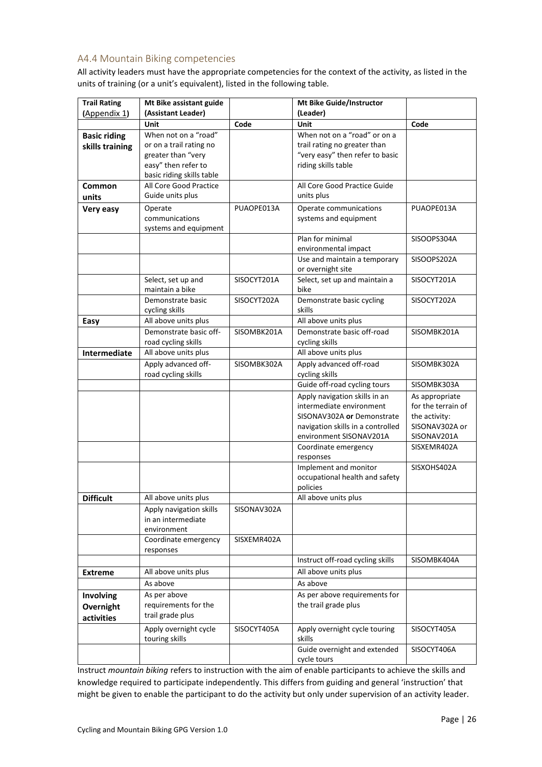## A4.4 Mountain Biking competencies

All activity leaders must have the appropriate competencies for the context of the activity, as listed in the units of training (or a unit's equivalent), listed in the following table.

| **Trail Rating (Appendix 1)** | **Mt Bike assistant guide (Assistant Leader)** | | **Mt Bike Guide/Instructor (Leader)** | |
|---|---|---|---|---|
| | **Unit** | **Code** | **Unit** | **Code** |
| **Basic riding skills training** | When not on a "road" or on a trail rating no greater than "very easy" then refer to basic riding skills table | | When not on a "road" or on a trail rating no greater than "very easy" then refer to basic riding skills table | |
| **Common units** | All Core Good Practice Guide units plus | | All Core Good Practice Guide units plus | |
| **Very easy** | Operate communications systems and equipment | PUAOPE013A | Operate communications systems and equipment | PUAOPE013A |
| | | | Plan for minimal environmental impact | SISOOPS304A |
| | | | Use and maintain a temporary or overnight site | SISOOPS202A |
| | Select, set up and maintain a bike | SISOCYT201A | Select, set up and maintain a bike | SISOCYT201A |
| | Demonstrate basic cycling skills | SISOCYT202A | Demonstrate basic cycling skills | SISOCYT202A |
| **Easy** | All above units plus | | All above units plus | |
| | Demonstrate basic off-road cycling skills | SISOMBK201A | Demonstrate basic off-road cycling skills | SISOMBK201A |
| **Intermediate** | All above units plus | | All above units plus | |
| | Apply advanced off-road cycling skills | SISOMBK302A | Apply advanced off-road cycling skills | SISOMBK302A |
| | | | Guide off-road cycling tours | SISOMBK303A |
| | | | Apply navigation skills in an intermediate environment SISONAV302A **or** Demonstrate navigation skills in a controlled environment SISONAV201A | As appropriate for the terrain of the activity: SISONAV302A or SISONAV201A |
| | | | Coordinate emergency responses | SISXEMR402A |
| | | | Implement and monitor occupational health and safety policies | SISXOHS402A |
| **Difficult** | All above units plus | | All above units plus | |
| | Apply navigation skills in an intermediate environment | SISONAV302A | | |
| | Coordinate emergency responses | SISXEMR402A | | |
| | | | Instruct off-road cycling skills | SISOMBK404A |
| **Extreme** | All above units plus | | All above units plus | |
| | As above | | As above | |
| **Involving Overnight activities** | As per above requirements for the trail grade plus | | As per above requirements for the trail grade plus | |
| | Apply overnight cycle touring skills | SISOCYT405A | Apply overnight cycle touring skills | SISOCYT405A |
| | | | Guide overnight and extended cycle tours | SISOCYT406A |

Instruct *mountain biking* refers to instruction with the aim of enable participants to achieve the skills and knowledge required to participate independently. This differs from guiding and general 'instruction' that might be given to enable the participant to do the activity but only under supervision of an activity leader.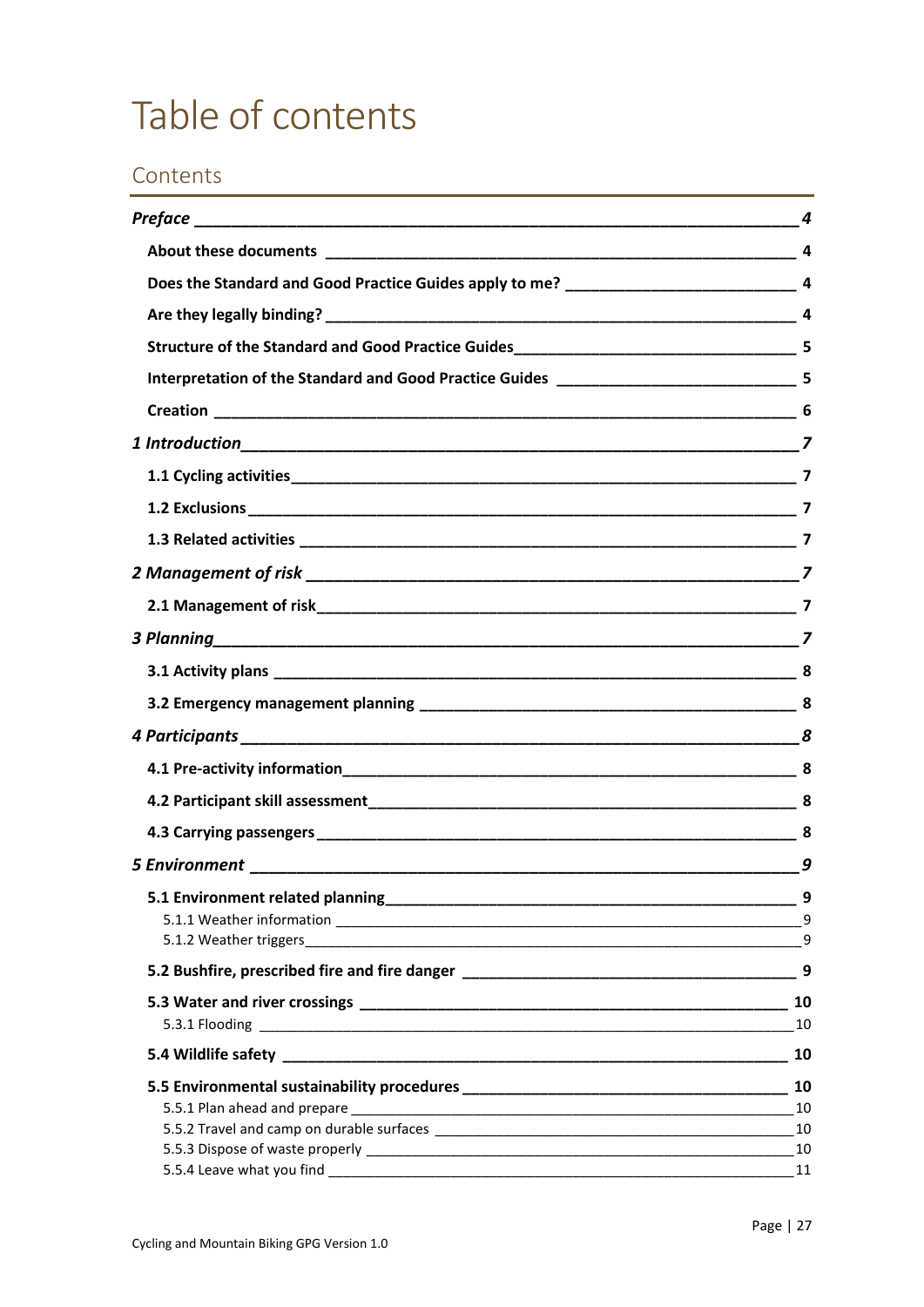# Table of contents

## Contents

*Preface* 4

- **About these documents** 4
- **Does the Standard and Good Practice Guides apply to me?** 4
- **Are they legally binding?** 4
- **Structure of the Standard and Good Practice Guides** 5
- **Interpretation of the Standard and Good Practice Guides** 5
- **Creation** 6

*1 Introduction* 7

- **1.1 Cycling activities** 7
- **1.2 Exclusions** 7
- **1.3 Related activities** 7

*2 Management of risk* 7

- **2.1 Management of risk** 7

*3 Planning* 7

- **3.1 Activity plans** 8
- **3.2 Emergency management planning** 8

*4 Participants* 8

- **4.1 Pre-activity information** 8
- **4.2 Participant skill assessment** 8
- **4.3 Carrying passengers** 8

*5 Environment* 9

- **5.1 Environment related planning** 9
  - 5.1.1 Weather information 9
  - 5.1.2 Weather triggers 9
- **5.2 Bushfire, prescribed fire and fire danger** 9
- **5.3 Water and river crossings** 10
  - 5.3.1 Flooding 10
- **5.4 Wildlife safety** 10
- **5.5 Environmental sustainability procedures** 10
  - 5.5.1 Plan ahead and prepare 10
  - 5.5.2 Travel and camp on durable surfaces 10
  - 5.5.3 Dispose of waste properly 10
  - 5.5.4 Leave what you find 11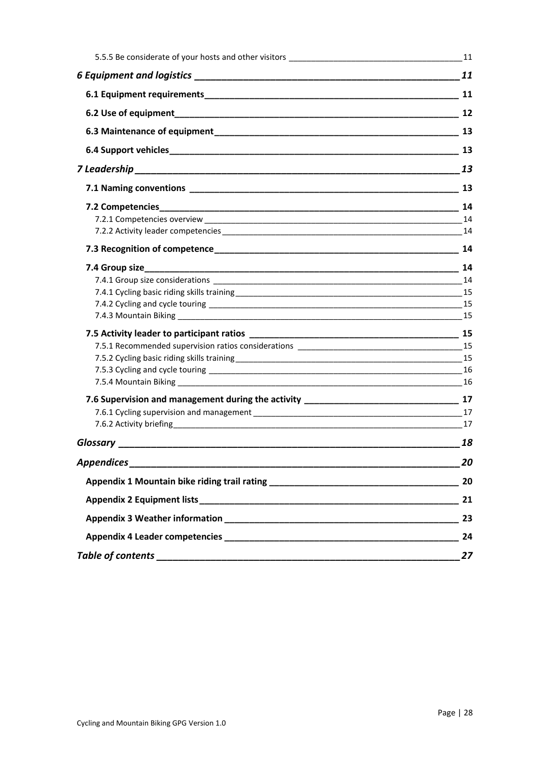5.5.5 Be considerate of your hosts and other visitors _____ 11

*6 Equipment and logistics _____ 11*

**6.1 Equipment requirements _____ 11**

**6.2 Use of equipment _____ 12**

**6.3 Maintenance of equipment _____ 13**

**6.4 Support vehicles _____ 13**

*7 Leadership _____ 13*

**7.1 Naming conventions _____ 13**

**7.2 Competencies _____ 14**

7.2.1 Competencies overview _____ 14

7.2.2 Activity leader competencies _____ 14

**7.3 Recognition of competence _____ 14**

**7.4 Group size _____ 14**

7.4.1 Group size considerations _____ 14

7.4.1 Cycling basic riding skills training _____ 15

7.4.2 Cycling and cycle touring _____ 15

7.4.3 Mountain Biking _____ 15

**7.5 Activity leader to participant ratios _____ 15**

7.5.1 Recommended supervision ratios considerations _____ 15

7.5.2 Cycling basic riding skills training _____ 15

7.5.3 Cycling and cycle touring _____ 16

7.5.4 Mountain Biking _____ 16

**7.6 Supervision and management during the activity _____ 17**

7.6.1 Cycling supervision and management _____ 17

7.6.2 Activity briefing _____ 17

*Glossary _____ 18*

*Appendices _____ 20*

**Appendix 1 Mountain bike riding trail rating _____ 20**

**Appendix 2 Equipment lists _____ 21**

**Appendix 3 Weather information _____ 23**

**Appendix 4 Leader competencies _____ 24**

*Table of contents _____ 27*